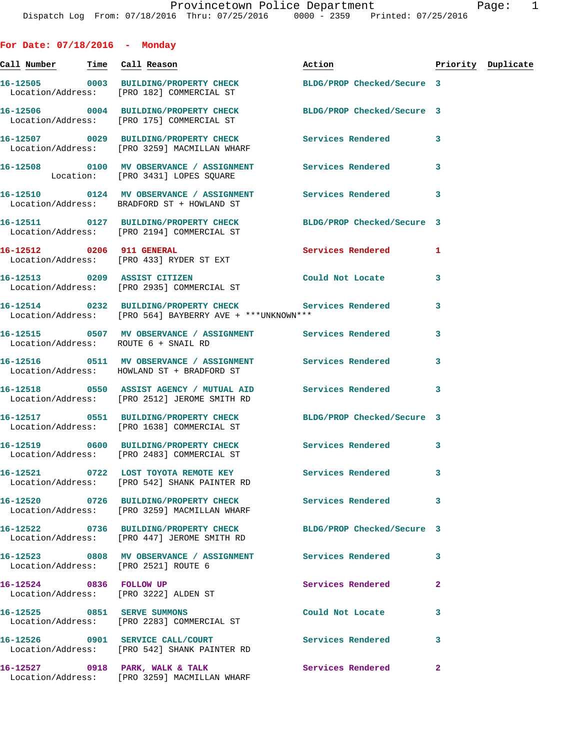Provincetown Police Department
Dispatch Log From: 07/18/2016 Thru: 07/25/2016 0000 - 2359 Printed: 07/25/2016

## For Date: 07/18/2016 - Monday

| Call Number | Time | Call Reason | Action | Priority | Duplicate |
|---|---|---|---|---|---|
| 16-12505 | 0003 | BUILDING/PROPERTY CHECK<br>Location/Address: [PRO 182] COMMERCIAL ST | BLDG/PROP Checked/Secure | 3 | |
| 16-12506 | 0004 | BUILDING/PROPERTY CHECK<br>Location/Address: [PRO 175] COMMERCIAL ST | BLDG/PROP Checked/Secure | 3 | |
| 16-12507 | 0029 | BUILDING/PROPERTY CHECK<br>Location/Address: [PRO 3259] MACMILLAN WHARF | Services Rendered | 3 | |
| 16-12508 | 0100 | MV OBSERVANCE / ASSIGNMENT<br>Location: [PRO 3431] LOPES SQUARE | Services Rendered | 3 | |
| 16-12510 | 0124 | MV OBSERVANCE / ASSIGNMENT<br>Location/Address: BRADFORD ST + HOWLAND ST | Services Rendered | 3 | |
| 16-12511 | 0127 | BUILDING/PROPERTY CHECK<br>Location/Address: [PRO 2194] COMMERCIAL ST | BLDG/PROP Checked/Secure | 3 | |
| 16-12512 | 0206 | 911 GENERAL<br>Location/Address: [PRO 433] RYDER ST EXT | Services Rendered | 1 | |
| 16-12513 | 0209 | ASSIST CITIZEN<br>Location/Address: [PRO 2935] COMMERCIAL ST | Could Not Locate | 3 | |
| 16-12514 | 0232 | BUILDING/PROPERTY CHECK<br>Location/Address: [PRO 564] BAYBERRY AVE + ***UNKNOWN*** | Services Rendered | 3 | |
| 16-12515 | 0507 | MV OBSERVANCE / ASSIGNMENT<br>Location/Address: ROUTE 6 + SNAIL RD | Services Rendered | 3 | |
| 16-12516 | 0511 | MV OBSERVANCE / ASSIGNMENT<br>Location/Address: HOWLAND ST + BRADFORD ST | Services Rendered | 3 | |
| 16-12518 | 0550 | ASSIST AGENCY / MUTUAL AID<br>Location/Address: [PRO 2512] JEROME SMITH RD | Services Rendered | 3 | |
| 16-12517 | 0551 | BUILDING/PROPERTY CHECK<br>Location/Address: [PRO 1638] COMMERCIAL ST | BLDG/PROP Checked/Secure | 3 | |
| 16-12519 | 0600 | BUILDING/PROPERTY CHECK<br>Location/Address: [PRO 2483] COMMERCIAL ST | Services Rendered | 3 | |
| 16-12521 | 0722 | LOST TOYOTA REMOTE KEY<br>Location/Address: [PRO 542] SHANK PAINTER RD | Services Rendered | 3 | |
| 16-12520 | 0726 | BUILDING/PROPERTY CHECK<br>Location/Address: [PRO 3259] MACMILLAN WHARF | Services Rendered | 3 | |
| 16-12522 | 0736 | BUILDING/PROPERTY CHECK<br>Location/Address: [PRO 447] JEROME SMITH RD | BLDG/PROP Checked/Secure | 3 | |
| 16-12523 | 0808 | MV OBSERVANCE / ASSIGNMENT<br>Location/Address: [PRO 2521] ROUTE 6 | Services Rendered | 3 | |
| 16-12524 | 0836 | FOLLOW UP<br>Location/Address: [PRO 3222] ALDEN ST | Services Rendered | 2 | |
| 16-12525 | 0851 | SERVE SUMMONS<br>Location/Address: [PRO 2283] COMMERCIAL ST | Could Not Locate | 3 | |
| 16-12526 | 0901 | SERVICE CALL/COURT<br>Location/Address: [PRO 542] SHANK PAINTER RD | Services Rendered | 3 | |
| 16-12527 | 0918 | PARK, WALK & TALK<br>Location/Address: [PRO 3259] MACMILLAN WHARF | Services Rendered | 2 | |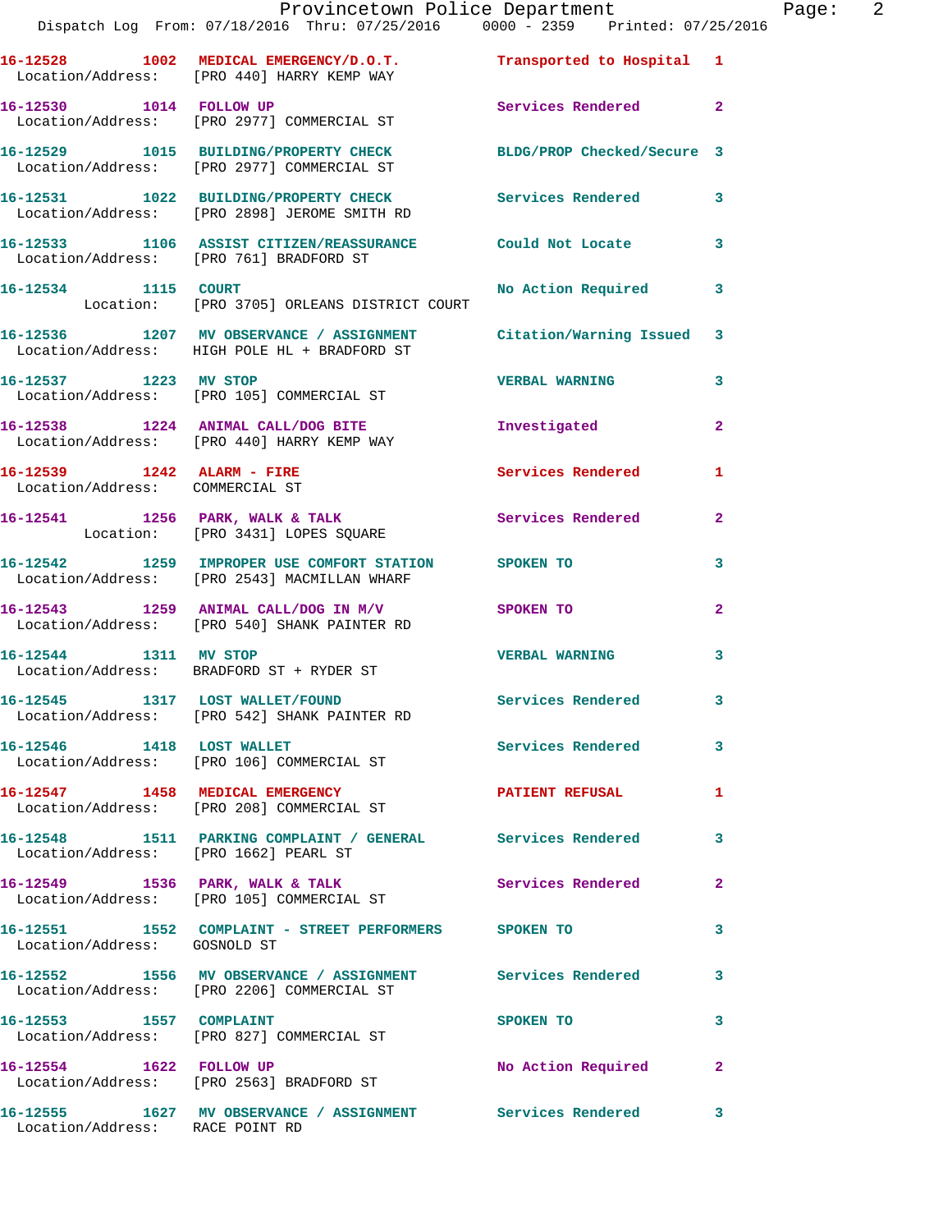16-12528 1002 MEDICAL EMERGENCY/D.O.T. Transported to Hospital 1
Location/Address: [PRO 440] HARRY KEMP WAY

16-12530 1014 FOLLOW UP Services Rendered 2
Location/Address: [PRO 2977] COMMERCIAL ST

16-12529 1015 BUILDING/PROPERTY CHECK BLDG/PROP Checked/Secure 3
Location/Address: [PRO 2977] COMMERCIAL ST

16-12531 1022 BUILDING/PROPERTY CHECK Services Rendered 3
Location/Address: [PRO 2898] JEROME SMITH RD

16-12533 1106 ASSIST CITIZEN/REASSURANCE Could Not Locate 3
Location/Address: [PRO 761] BRADFORD ST

16-12534 1115 COURT No Action Required 3
Location: [PRO 3705] ORLEANS DISTRICT COURT

16-12536 1207 MV OBSERVANCE / ASSIGNMENT Citation/Warning Issued 3
Location/Address: HIGH POLE HL + BRADFORD ST

16-12537 1223 MV STOP VERBAL WARNING 3
Location/Address: [PRO 105] COMMERCIAL ST

16-12538 1224 ANIMAL CALL/DOG BITE Investigated 2
Location/Address: [PRO 440] HARRY KEMP WAY

16-12539 1242 ALARM - FIRE Services Rendered 1
Location/Address: COMMERCIAL ST

16-12541 1256 PARK, WALK & TALK Services Rendered 2
Location: [PRO 3431] LOPES SQUARE

16-12542 1259 IMPROPER USE COMFORT STATION SPOKEN TO 3
Location/Address: [PRO 2543] MACMILLAN WHARF

16-12543 1259 ANIMAL CALL/DOG IN M/V SPOKEN TO 2
Location/Address: [PRO 540] SHANK PAINTER RD

16-12544 1311 MV STOP VERBAL WARNING 3
Location/Address: BRADFORD ST + RYDER ST

16-12545 1317 LOST WALLET/FOUND Services Rendered 3
Location/Address: [PRO 542] SHANK PAINTER RD

16-12546 1418 LOST WALLET Services Rendered 3
Location/Address: [PRO 106] COMMERCIAL ST

16-12547 1458 MEDICAL EMERGENCY PATIENT REFUSAL 1
Location/Address: [PRO 208] COMMERCIAL ST

16-12548 1511 PARKING COMPLAINT / GENERAL Services Rendered 3
Location/Address: [PRO 1662] PEARL ST

16-12549 1536 PARK, WALK & TALK Services Rendered 2
Location/Address: [PRO 105] COMMERCIAL ST

16-12551 1552 COMPLAINT - STREET PERFORMERS SPOKEN TO 3
Location/Address: GOSNOLD ST

16-12552 1556 MV OBSERVANCE / ASSIGNMENT Services Rendered 3
Location/Address: [PRO 2206] COMMERCIAL ST

16-12553 1557 COMPLAINT SPOKEN TO 3
Location/Address: [PRO 827] COMMERCIAL ST

16-12554 1622 FOLLOW UP No Action Required 2
Location/Address: [PRO 2563] BRADFORD ST

16-12555 1627 MV OBSERVANCE / ASSIGNMENT Services Rendered 3
Location/Address: RACE POINT RD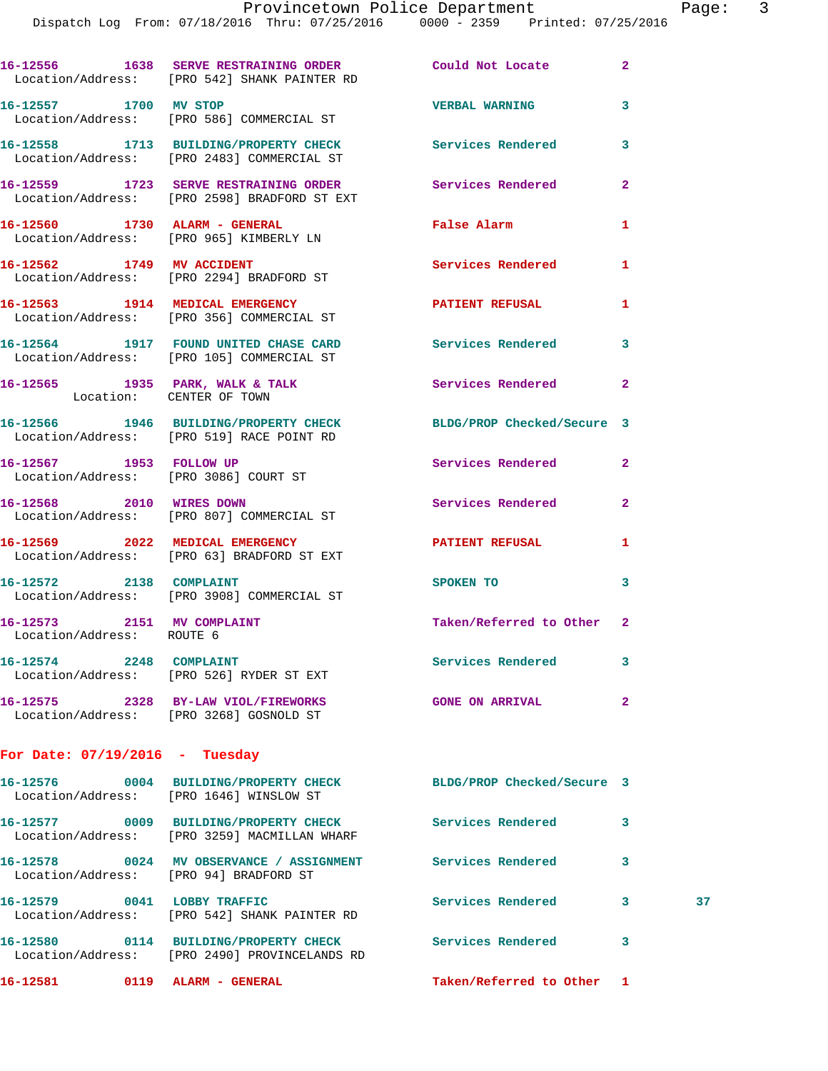16-12556 1638 SERVE RESTRAINING ORDER Could Not Locate 2
Location/Address: [PRO 542] SHANK PAINTER RD

16-12557 1700 MV STOP VERBAL WARNING 3
Location/Address: [PRO 586] COMMERCIAL ST

16-12558 1713 BUILDING/PROPERTY CHECK Services Rendered 3
Location/Address: [PRO 2483] COMMERCIAL ST

16-12559 1723 SERVE RESTRAINING ORDER Services Rendered 2
Location/Address: [PRO 2598] BRADFORD ST EXT

16-12560 1730 ALARM - GENERAL False Alarm 1
Location/Address: [PRO 965] KIMBERLY LN

16-12562 1749 MV ACCIDENT Services Rendered 1
Location/Address: [PRO 2294] BRADFORD ST

16-12563 1914 MEDICAL EMERGENCY PATIENT REFUSAL 1
Location/Address: [PRO 356] COMMERCIAL ST

16-12564 1917 FOUND UNITED CHASE CARD Services Rendered 3
Location/Address: [PRO 105] COMMERCIAL ST

16-12565 1935 PARK, WALK & TALK Services Rendered 2
Location: CENTER OF TOWN

16-12566 1946 BUILDING/PROPERTY CHECK BLDG/PROP Checked/Secure 3
Location/Address: [PRO 519] RACE POINT RD

16-12567 1953 FOLLOW UP Services Rendered 2
Location/Address: [PRO 3086] COURT ST

16-12568 2010 WIRES DOWN Services Rendered 2
Location/Address: [PRO 807] COMMERCIAL ST

16-12569 2022 MEDICAL EMERGENCY PATIENT REFUSAL 1
Location/Address: [PRO 63] BRADFORD ST EXT

16-12572 2138 COMPLAINT SPOKEN TO 3
Location/Address: [PRO 3908] COMMERCIAL ST

16-12573 2151 MV COMPLAINT Taken/Referred to Other 2
Location/Address: ROUTE 6

16-12574 2248 COMPLAINT Services Rendered 3
Location/Address: [PRO 526] RYDER ST EXT

16-12575 2328 BY-LAW VIOL/FIREWORKS GONE ON ARRIVAL 2
Location/Address: [PRO 3268] GOSNOLD ST

## For Date: 07/19/2016 - Tuesday

16-12576 0004 BUILDING/PROPERTY CHECK BLDG/PROP Checked/Secure 3
Location/Address: [PRO 1646] WINSLOW ST

16-12577 0009 BUILDING/PROPERTY CHECK Services Rendered 3
Location/Address: [PRO 3259] MACMILLAN WHARF

16-12578 0024 MV OBSERVANCE / ASSIGNMENT Services Rendered 3
Location/Address: [PRO 94] BRADFORD ST

16-12579 0041 LOBBY TRAFFIC Services Rendered 3 37
Location/Address: [PRO 542] SHANK PAINTER RD

16-12580 0114 BUILDING/PROPERTY CHECK Services Rendered 3
Location/Address: [PRO 2490] PROVINCELANDS RD

16-12581 0119 ALARM - GENERAL Taken/Referred to Other 1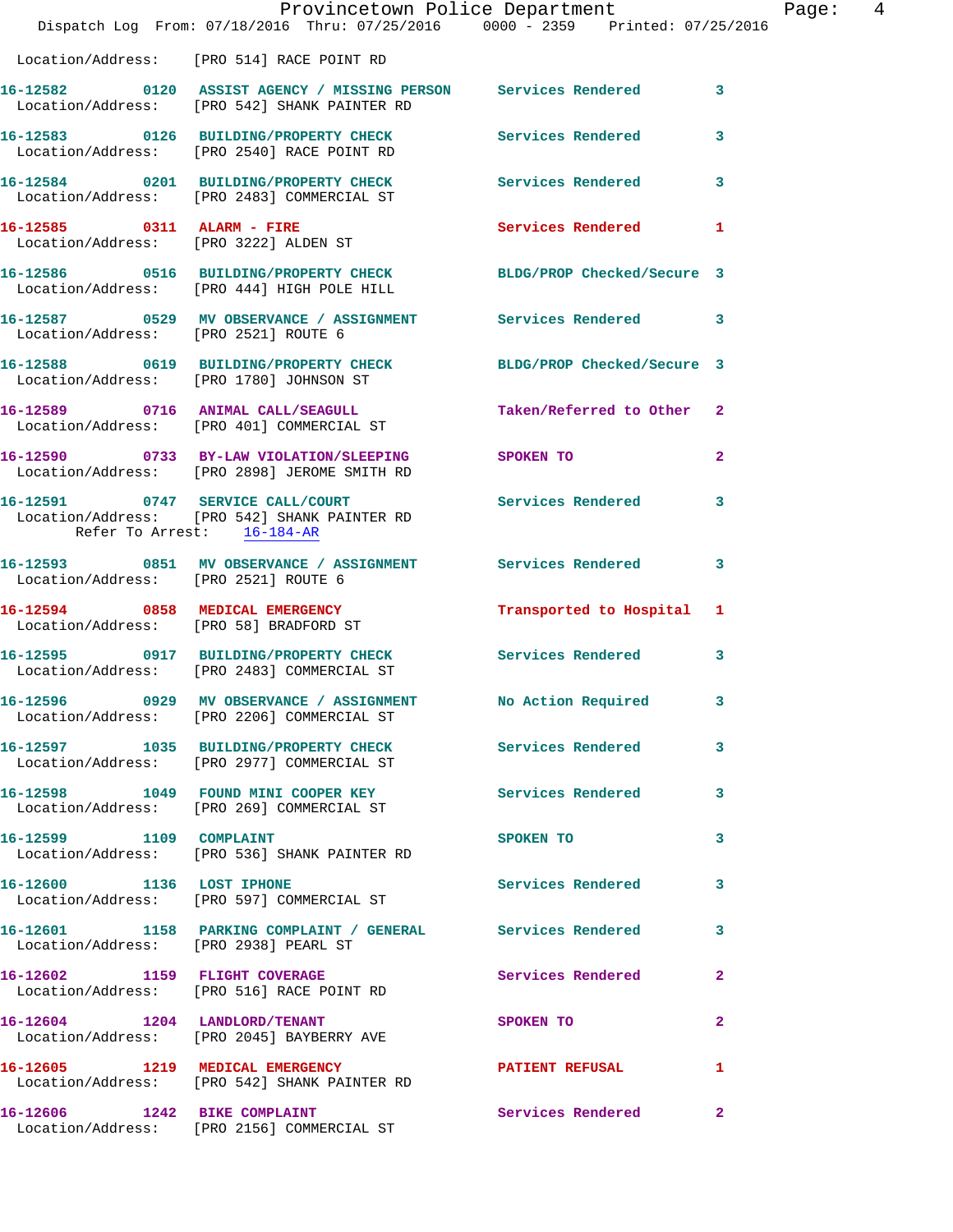Location/Address: [PRO 514] RACE POINT RD

16-12582 0120 ASSIST AGENCY / MISSING PERSON Services Rendered 3
Location/Address: [PRO 542] SHANK PAINTER RD

16-12583 0126 BUILDING/PROPERTY CHECK Services Rendered 3
Location/Address: [PRO 2540] RACE POINT RD

16-12584 0201 BUILDING/PROPERTY CHECK Services Rendered 3
Location/Address: [PRO 2483] COMMERCIAL ST

16-12585 0311 ALARM - FIRE Services Rendered 1
Location/Address: [PRO 3222] ALDEN ST

16-12586 0516 BUILDING/PROPERTY CHECK BLDG/PROP Checked/Secure 3
Location/Address: [PRO 444] HIGH POLE HILL

16-12587 0529 MV OBSERVANCE / ASSIGNMENT Services Rendered 3
Location/Address: [PRO 2521] ROUTE 6

16-12588 0619 BUILDING/PROPERTY CHECK BLDG/PROP Checked/Secure 3
Location/Address: [PRO 1780] JOHNSON ST

16-12589 0716 ANIMAL CALL/SEAGULL Taken/Referred to Other 2
Location/Address: [PRO 401] COMMERCIAL ST

16-12590 0733 BY-LAW VIOLATION/SLEEPING SPOKEN TO 2
Location/Address: [PRO 2898] JEROME SMITH RD

16-12591 0747 SERVICE CALL/COURT Services Rendered 3
Location/Address: [PRO 542] SHANK PAINTER RD
Refer To Arrest: 16-184-AR

16-12593 0851 MV OBSERVANCE / ASSIGNMENT Services Rendered 3
Location/Address: [PRO 2521] ROUTE 6

16-12594 0858 MEDICAL EMERGENCY Transported to Hospital 1
Location/Address: [PRO 58] BRADFORD ST

16-12595 0917 BUILDING/PROPERTY CHECK Services Rendered 3
Location/Address: [PRO 2483] COMMERCIAL ST

16-12596 0929 MV OBSERVANCE / ASSIGNMENT No Action Required 3
Location/Address: [PRO 2206] COMMERCIAL ST

16-12597 1035 BUILDING/PROPERTY CHECK Services Rendered 3
Location/Address: [PRO 2977] COMMERCIAL ST

16-12598 1049 FOUND MINI COOPER KEY Services Rendered 3
Location/Address: [PRO 269] COMMERCIAL ST

16-12599 1109 COMPLAINT SPOKEN TO 3
Location/Address: [PRO 536] SHANK PAINTER RD

16-12600 1136 LOST IPHONE Services Rendered 3
Location/Address: [PRO 597] COMMERCIAL ST

16-12601 1158 PARKING COMPLAINT / GENERAL Services Rendered 3
Location/Address: [PRO 2938] PEARL ST

16-12602 1159 FLIGHT COVERAGE Services Rendered 2
Location/Address: [PRO 516] RACE POINT RD

16-12604 1204 LANDLORD/TENANT SPOKEN TO 2
Location/Address: [PRO 2045] BAYBERRY AVE

16-12605 1219 MEDICAL EMERGENCY PATIENT REFUSAL 1
Location/Address: [PRO 542] SHANK PAINTER RD

16-12606 1242 BIKE COMPLAINT Services Rendered 2
Location/Address: [PRO 2156] COMMERCIAL ST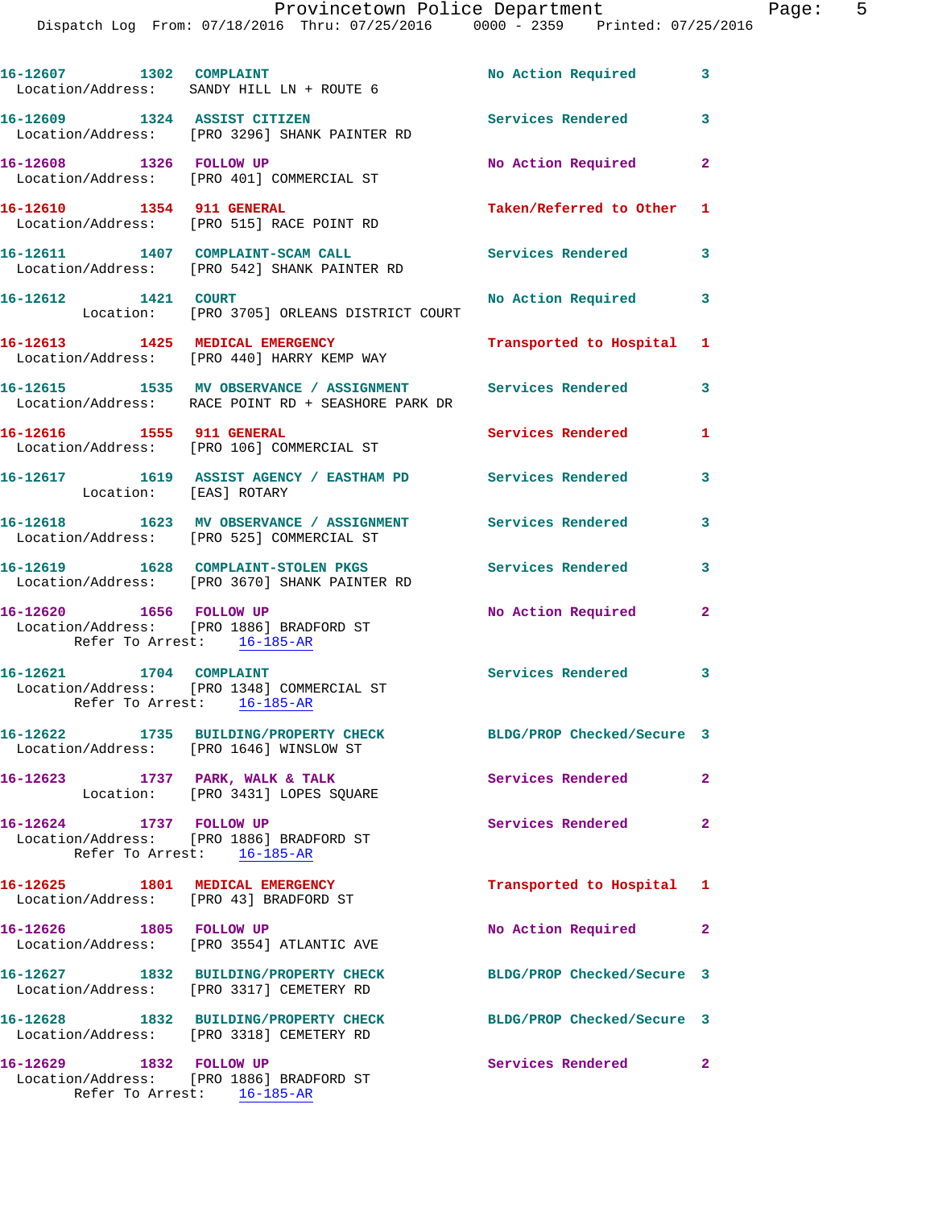16-12607 1302 COMPLAINT No Action Required 3
Location/Address: SANDY HILL LN + ROUTE 6

16-12609 1324 ASSIST CITIZEN Services Rendered 3
Location/Address: [PRO 3296] SHANK PAINTER RD

16-12608 1326 FOLLOW UP No Action Required 2
Location/Address: [PRO 401] COMMERCIAL ST

16-12610 1354 911 GENERAL Taken/Referred to Other 1
Location/Address: [PRO 515] RACE POINT RD

16-12611 1407 COMPLAINT-SCAM CALL Services Rendered 3
Location/Address: [PRO 542] SHANK PAINTER RD

16-12612 1421 COURT No Action Required 3
Location: [PRO 3705] ORLEANS DISTRICT COURT

16-12613 1425 MEDICAL EMERGENCY Transported to Hospital 1
Location/Address: [PRO 440] HARRY KEMP WAY

16-12615 1535 MV OBSERVANCE / ASSIGNMENT Services Rendered 3
Location/Address: RACE POINT RD + SEASHORE PARK DR

16-12616 1555 911 GENERAL Services Rendered 1
Location/Address: [PRO 106] COMMERCIAL ST

16-12617 1619 ASSIST AGENCY / EASTHAM PD Services Rendered 3
Location: [EAS] ROTARY

16-12618 1623 MV OBSERVANCE / ASSIGNMENT Services Rendered 3
Location/Address: [PRO 525] COMMERCIAL ST

16-12619 1628 COMPLAINT-STOLEN PKGS Services Rendered 3
Location/Address: [PRO 3670] SHANK PAINTER RD

16-12620 1656 FOLLOW UP No Action Required 2
Location/Address: [PRO 1886] BRADFORD ST
Refer To Arrest: 16-185-AR

16-12621 1704 COMPLAINT Services Rendered 3
Location/Address: [PRO 1348] COMMERCIAL ST
Refer To Arrest: 16-185-AR

16-12622 1735 BUILDING/PROPERTY CHECK BLDG/PROP Checked/Secure 3
Location/Address: [PRO 1646] WINSLOW ST

16-12623 1737 PARK, WALK & TALK Services Rendered 2
Location: [PRO 3431] LOPES SQUARE

16-12624 1737 FOLLOW UP Services Rendered 2
Location/Address: [PRO 1886] BRADFORD ST
Refer To Arrest: 16-185-AR

16-12625 1801 MEDICAL EMERGENCY Transported to Hospital 1
Location/Address: [PRO 43] BRADFORD ST

16-12626 1805 FOLLOW UP No Action Required 2
Location/Address: [PRO 3554] ATLANTIC AVE

16-12627 1832 BUILDING/PROPERTY CHECK BLDG/PROP Checked/Secure 3
Location/Address: [PRO 3317] CEMETERY RD

16-12628 1832 BUILDING/PROPERTY CHECK BLDG/PROP Checked/Secure 3
Location/Address: [PRO 3318] CEMETERY RD

16-12629 1832 FOLLOW UP Services Rendered 2
Location/Address: [PRO 1886] BRADFORD ST
Refer To Arrest: 16-185-AR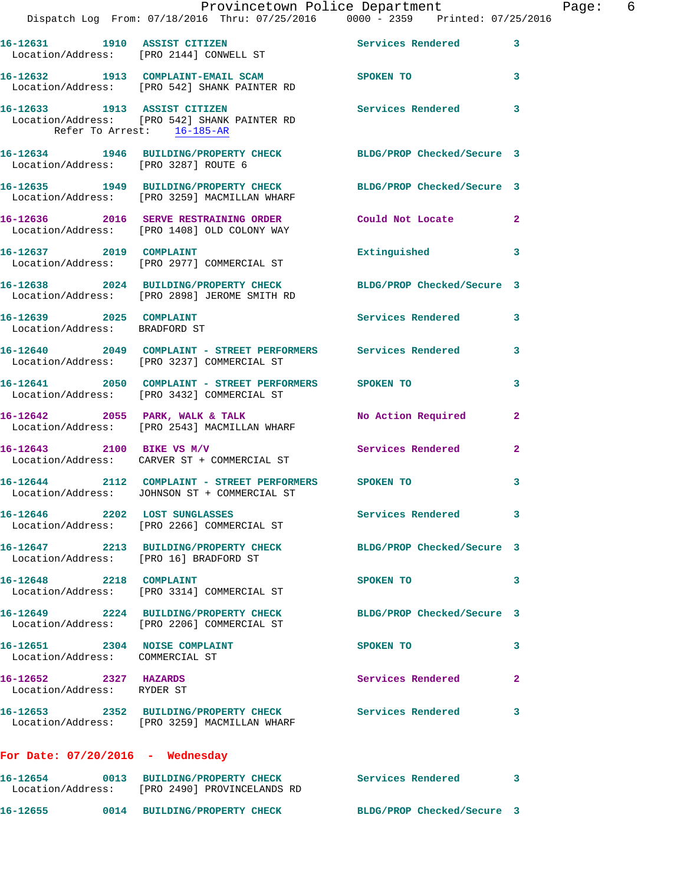16-12631 1910 ASSIST CITIZEN Services Rendered 3
Location/Address: [PRO 2144] CONWELL ST

16-12632 1913 COMPLAINT-EMAIL SCAM SPOKEN TO 3
Location/Address: [PRO 542] SHANK PAINTER RD

16-12633 1913 ASSIST CITIZEN Services Rendered 3
Location/Address: [PRO 542] SHANK PAINTER RD
Refer To Arrest: 16-185-AR

16-12634 1946 BUILDING/PROPERTY CHECK BLDG/PROP Checked/Secure 3
Location/Address: [PRO 3287] ROUTE 6

16-12635 1949 BUILDING/PROPERTY CHECK BLDG/PROP Checked/Secure 3
Location/Address: [PRO 3259] MACMILLAN WHARF

16-12636 2016 SERVE RESTRAINING ORDER Could Not Locate 2
Location/Address: [PRO 1408] OLD COLONY WAY

16-12637 2019 COMPLAINT Extinguished 3
Location/Address: [PRO 2977] COMMERCIAL ST

16-12638 2024 BUILDING/PROPERTY CHECK BLDG/PROP Checked/Secure 3
Location/Address: [PRO 2898] JEROME SMITH RD

16-12639 2025 COMPLAINT Services Rendered 3
Location/Address: BRADFORD ST

16-12640 2049 COMPLAINT - STREET PERFORMERS Services Rendered 3
Location/Address: [PRO 3237] COMMERCIAL ST

16-12641 2050 COMPLAINT - STREET PERFORMERS SPOKEN TO 3
Location/Address: [PRO 3432] COMMERCIAL ST

16-12642 2055 PARK, WALK & TALK No Action Required 2
Location/Address: [PRO 2543] MACMILLAN WHARF

16-12643 2100 BIKE VS M/V Services Rendered 2
Location/Address: CARVER ST + COMMERCIAL ST

16-12644 2112 COMPLAINT - STREET PERFORMERS SPOKEN TO 3
Location/Address: JOHNSON ST + COMMERCIAL ST

16-12646 2202 LOST SUNGLASSES Services Rendered 3
Location/Address: [PRO 2266] COMMERCIAL ST

16-12647 2213 BUILDING/PROPERTY CHECK BLDG/PROP Checked/Secure 3
Location/Address: [PRO 16] BRADFORD ST

16-12648 2218 COMPLAINT SPOKEN TO 3
Location/Address: [PRO 3314] COMMERCIAL ST

16-12649 2224 BUILDING/PROPERTY CHECK BLDG/PROP Checked/Secure 3
Location/Address: [PRO 2206] COMMERCIAL ST

16-12651 2304 NOISE COMPLAINT SPOKEN TO 3
Location/Address: COMMERCIAL ST

16-12652 2327 HAZARDS Services Rendered 2
Location/Address: RYDER ST

16-12653 2352 BUILDING/PROPERTY CHECK Services Rendered 3
Location/Address: [PRO 3259] MACMILLAN WHARF

**For Date: 07/20/2016 - Wednesday**

16-12654 0013 BUILDING/PROPERTY CHECK Services Rendered 3
Location/Address: [PRO 2490] PROVINCELANDS RD

16-12655 0014 BUILDING/PROPERTY CHECK BLDG/PROP Checked/Secure 3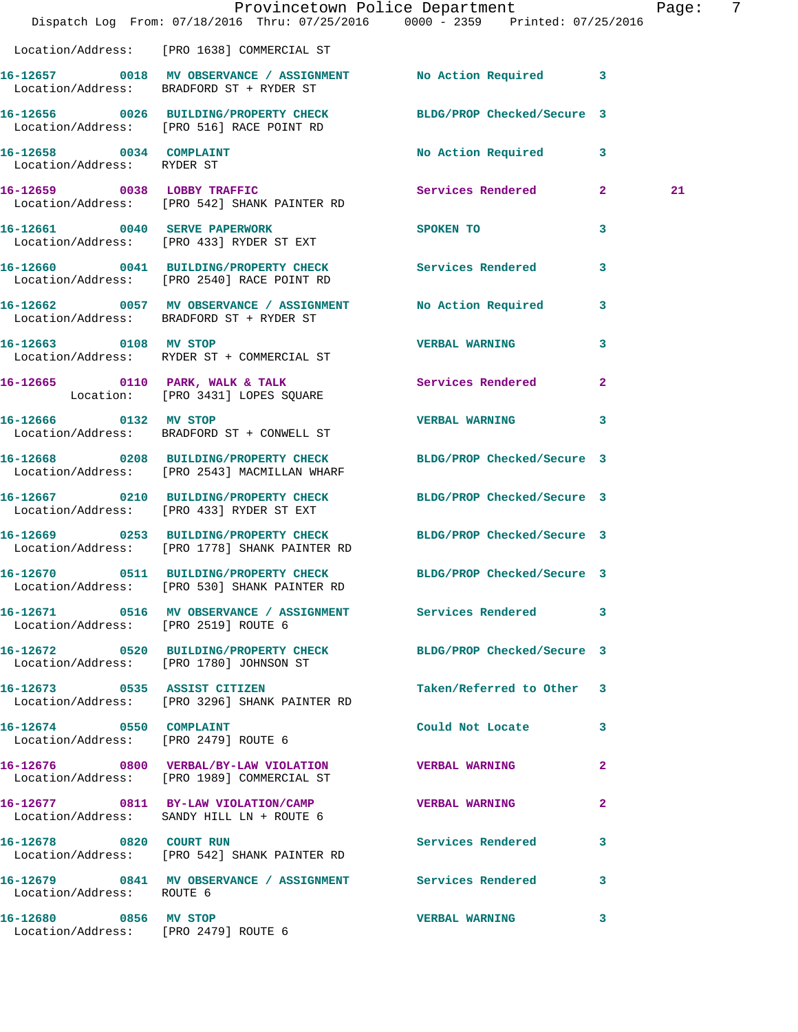Location/Address: [PRO 1638] COMMERCIAL ST

**16-12657 0018 MV OBSERVANCE / ASSIGNMENT** No Action Required 3
Location/Address: BRADFORD ST + RYDER ST

**16-12656 0026 BUILDING/PROPERTY CHECK** BLDG/PROP Checked/Secure 3
Location/Address: [PRO 516] RACE POINT RD

**16-12658 0034 COMPLAINT** No Action Required 3
Location/Address: RYDER ST

**16-12659 0038 LOBBY TRAFFIC** Services Rendered 2 21
Location/Address: [PRO 542] SHANK PAINTER RD

**16-12661 0040 SERVE PAPERWORK** SPOKEN TO 3
Location/Address: [PRO 433] RYDER ST EXT

**16-12660 0041 BUILDING/PROPERTY CHECK** Services Rendered 3
Location/Address: [PRO 2540] RACE POINT RD

**16-12662 0057 MV OBSERVANCE / ASSIGNMENT** No Action Required 3
Location/Address: BRADFORD ST + RYDER ST

**16-12663 0108 MV STOP** VERBAL WARNING 3
Location/Address: RYDER ST + COMMERCIAL ST

**16-12665 0110 PARK, WALK & TALK** Services Rendered 2
Location: [PRO 3431] LOPES SQUARE

**16-12666 0132 MV STOP** VERBAL WARNING 3
Location/Address: BRADFORD ST + CONWELL ST

**16-12668 0208 BUILDING/PROPERTY CHECK** BLDG/PROP Checked/Secure 3
Location/Address: [PRO 2543] MACMILLAN WHARF

**16-12667 0210 BUILDING/PROPERTY CHECK** BLDG/PROP Checked/Secure 3
Location/Address: [PRO 433] RYDER ST EXT

**16-12669 0253 BUILDING/PROPERTY CHECK** BLDG/PROP Checked/Secure 3
Location/Address: [PRO 1778] SHANK PAINTER RD

**16-12670 0511 BUILDING/PROPERTY CHECK** BLDG/PROP Checked/Secure 3
Location/Address: [PRO 530] SHANK PAINTER RD

**16-12671 0516 MV OBSERVANCE / ASSIGNMENT** Services Rendered 3
Location/Address: [PRO 2519] ROUTE 6

**16-12672 0520 BUILDING/PROPERTY CHECK** BLDG/PROP Checked/Secure 3
Location/Address: [PRO 1780] JOHNSON ST

**16-12673 0535 ASSIST CITIZEN** Taken/Referred to Other 3
Location/Address: [PRO 3296] SHANK PAINTER RD

**16-12674 0550 COMPLAINT** Could Not Locate 3
Location/Address: [PRO 2479] ROUTE 6

**16-12676 0800 VERBAL/BY-LAW VIOLATION** VERBAL WARNING 2
Location/Address: [PRO 1989] COMMERCIAL ST

**16-12677 0811 BY-LAW VIOLATION/CAMP** VERBAL WARNING 2
Location/Address: SANDY HILL LN + ROUTE 6

**16-12678 0820 COURT RUN** Services Rendered 3
Location/Address: [PRO 542] SHANK PAINTER RD

**16-12679 0841 MV OBSERVANCE / ASSIGNMENT** Services Rendered 3
Location/Address: ROUTE 6

**16-12680 0856 MV STOP** VERBAL WARNING 3
Location/Address: [PRO 2479] ROUTE 6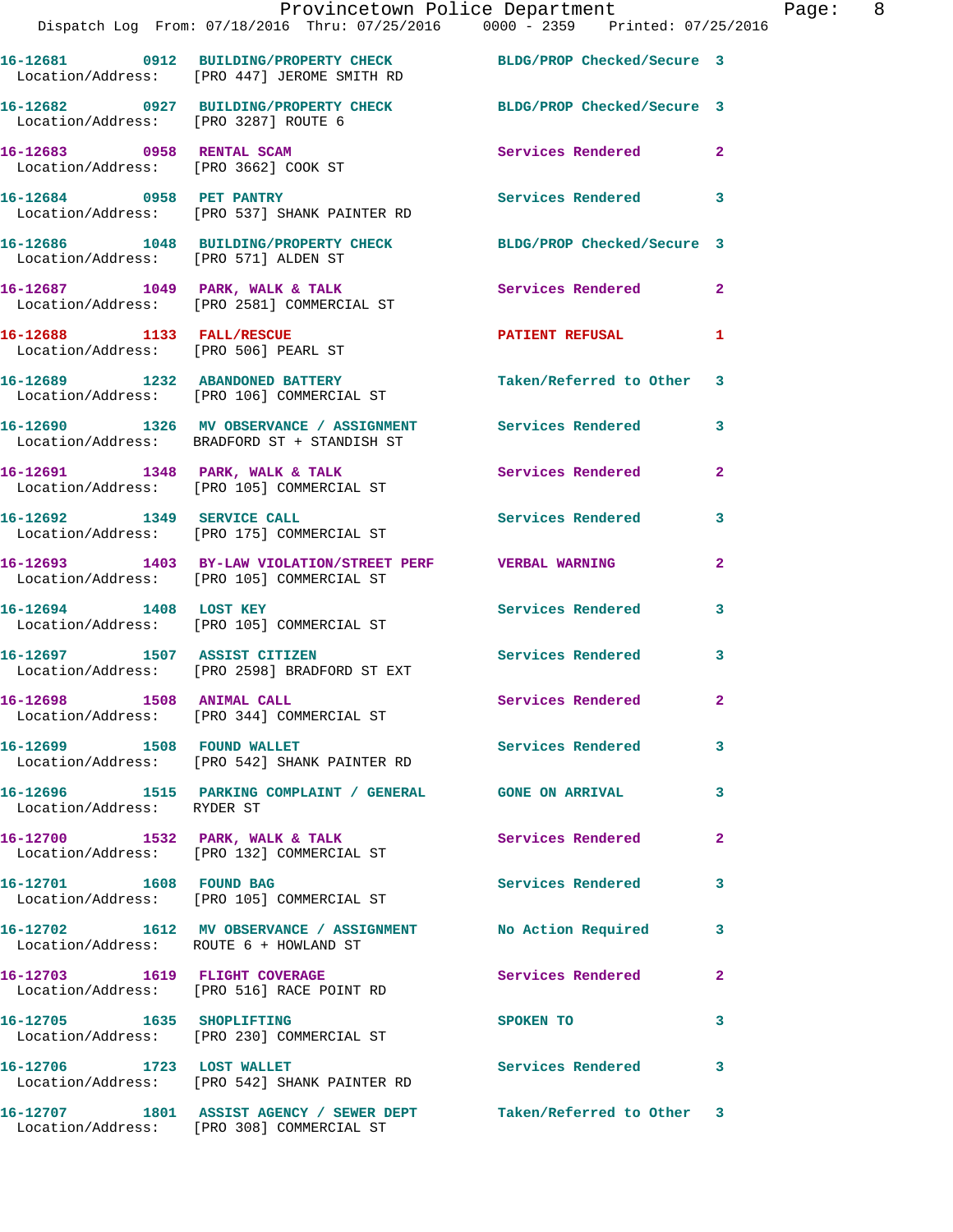| Call Number | Time | Call Reason | Action | Priority |
|---|---|---|---|---|
| 16-12681 | 0912 | BUILDING/PROPERTY CHECK | BLDG/PROP Checked/Secure | 3 |
| Location/Address: [PRO 447] JEROME SMITH RD | | | | |
| 16-12682 | 0927 | BUILDING/PROPERTY CHECK | BLDG/PROP Checked/Secure | 3 |
| Location/Address: [PRO 3287] ROUTE 6 | | | | |
| 16-12683 | 0958 | RENTAL SCAM | Services Rendered | 2 |
| Location/Address: [PRO 3662] COOK ST | | | | |
| 16-12684 | 0958 | PET PANTRY | Services Rendered | 3 |
| Location/Address: [PRO 537] SHANK PAINTER RD | | | | |
| 16-12686 | 1048 | BUILDING/PROPERTY CHECK | BLDG/PROP Checked/Secure | 3 |
| Location/Address: [PRO 571] ALDEN ST | | | | |
| 16-12687 | 1049 | PARK, WALK & TALK | Services Rendered | 2 |
| Location/Address: [PRO 2581] COMMERCIAL ST | | | | |
| 16-12688 | 1133 | FALL/RESCUE | PATIENT REFUSAL | 1 |
| Location/Address: [PRO 506] PEARL ST | | | | |
| 16-12689 | 1232 | ABANDONED BATTERY | Taken/Referred to Other | 3 |
| Location/Address: [PRO 106] COMMERCIAL ST | | | | |
| 16-12690 | 1326 | MV OBSERVANCE / ASSIGNMENT | Services Rendered | 3 |
| Location/Address: BRADFORD ST + STANDISH ST | | | | |
| 16-12691 | 1348 | PARK, WALK & TALK | Services Rendered | 2 |
| Location/Address: [PRO 105] COMMERCIAL ST | | | | |
| 16-12692 | 1349 | SERVICE CALL | Services Rendered | 3 |
| Location/Address: [PRO 175] COMMERCIAL ST | | | | |
| 16-12693 | 1403 | BY-LAW VIOLATION/STREET PERF | VERBAL WARNING | 2 |
| Location/Address: [PRO 105] COMMERCIAL ST | | | | |
| 16-12694 | 1408 | LOST KEY | Services Rendered | 3 |
| Location/Address: [PRO 105] COMMERCIAL ST | | | | |
| 16-12697 | 1507 | ASSIST CITIZEN | Services Rendered | 3 |
| Location/Address: [PRO 2598] BRADFORD ST EXT | | | | |
| 16-12698 | 1508 | ANIMAL CALL | Services Rendered | 2 |
| Location/Address: [PRO 344] COMMERCIAL ST | | | | |
| 16-12699 | 1508 | FOUND WALLET | Services Rendered | 3 |
| Location/Address: [PRO 542] SHANK PAINTER RD | | | | |
| 16-12696 | 1515 | PARKING COMPLAINT / GENERAL | GONE ON ARRIVAL | 3 |
| Location/Address: RYDER ST | | | | |
| 16-12700 | 1532 | PARK, WALK & TALK | Services Rendered | 2 |
| Location/Address: [PRO 132] COMMERCIAL ST | | | | |
| 16-12701 | 1608 | FOUND BAG | Services Rendered | 3 |
| Location/Address: [PRO 105] COMMERCIAL ST | | | | |
| 16-12702 | 1612 | MV OBSERVANCE / ASSIGNMENT | No Action Required | 3 |
| Location/Address: ROUTE 6 + HOWLAND ST | | | | |
| 16-12703 | 1619 | FLIGHT COVERAGE | Services Rendered | 2 |
| Location/Address: [PRO 516] RACE POINT RD | | | | |
| 16-12705 | 1635 | SHOPLIFTING | SPOKEN TO | 3 |
| Location/Address: [PRO 230] COMMERCIAL ST | | | | |
| 16-12706 | 1723 | LOST WALLET | Services Rendered | 3 |
| Location/Address: [PRO 542] SHANK PAINTER RD | | | | |
| 16-12707 | 1801 | ASSIST AGENCY / SEWER DEPT | Taken/Referred to Other | 3 |
| Location/Address: [PRO 308] COMMERCIAL ST | | | | |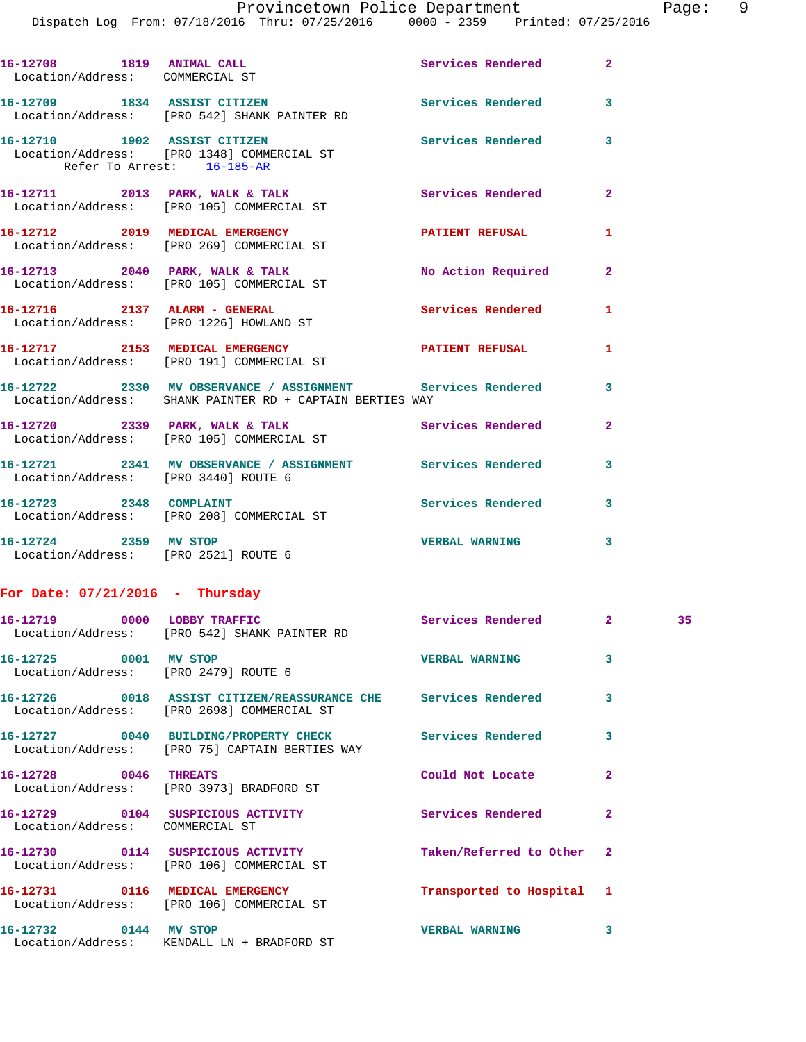16-12708 1819 ANIMAL CALL Services Rendered 2
Location/Address: COMMERCIAL ST

16-12709 1834 ASSIST CITIZEN Services Rendered 3
Location/Address: [PRO 542] SHANK PAINTER RD

16-12710 1902 ASSIST CITIZEN Services Rendered 3
Location/Address: [PRO 1348] COMMERCIAL ST
Refer To Arrest: 16-185-AR

16-12711 2013 PARK, WALK & TALK Services Rendered 2
Location/Address: [PRO 105] COMMERCIAL ST

16-12712 2019 MEDICAL EMERGENCY PATIENT REFUSAL 1
Location/Address: [PRO 269] COMMERCIAL ST

16-12713 2040 PARK, WALK & TALK No Action Required 2
Location/Address: [PRO 105] COMMERCIAL ST

16-12716 2137 ALARM - GENERAL Services Rendered 1
Location/Address: [PRO 1226] HOWLAND ST

16-12717 2153 MEDICAL EMERGENCY PATIENT REFUSAL 1
Location/Address: [PRO 191] COMMERCIAL ST

16-12722 2330 MV OBSERVANCE / ASSIGNMENT Services Rendered 3
Location/Address: SHANK PAINTER RD + CAPTAIN BERTIES WAY

16-12720 2339 PARK, WALK & TALK Services Rendered 2
Location/Address: [PRO 105] COMMERCIAL ST

16-12721 2341 MV OBSERVANCE / ASSIGNMENT Services Rendered 3
Location/Address: [PRO 3440] ROUTE 6

16-12723 2348 COMPLAINT Services Rendered 3
Location/Address: [PRO 208] COMMERCIAL ST

16-12724 2359 MV STOP VERBAL WARNING 3
Location/Address: [PRO 2521] ROUTE 6

## For Date: 07/21/2016 - Thursday

16-12719 0000 LOBBY TRAFFIC Services Rendered 2 35
Location/Address: [PRO 542] SHANK PAINTER RD

16-12725 0001 MV STOP VERBAL WARNING 3
Location/Address: [PRO 2479] ROUTE 6

16-12726 0018 ASSIST CITIZEN/REASSURANCE CHE Services Rendered 3
Location/Address: [PRO 2698] COMMERCIAL ST

16-12727 0040 BUILDING/PROPERTY CHECK Services Rendered 3
Location/Address: [PRO 75] CAPTAIN BERTIES WAY

16-12728 0046 THREATS Could Not Locate 2
Location/Address: [PRO 3973] BRADFORD ST

16-12729 0104 SUSPICIOUS ACTIVITY Services Rendered 2
Location/Address: COMMERCIAL ST

16-12730 0114 SUSPICIOUS ACTIVITY Taken/Referred to Other 2
Location/Address: [PRO 106] COMMERCIAL ST

16-12731 0116 MEDICAL EMERGENCY Transported to Hospital 1
Location/Address: [PRO 106] COMMERCIAL ST

16-12732 0144 MV STOP VERBAL WARNING 3
Location/Address: KENDALL LN + BRADFORD ST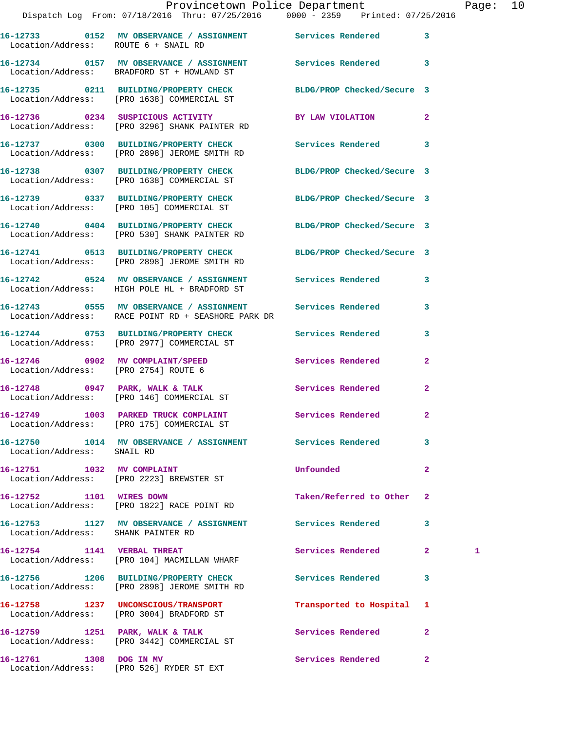| Call # | Time | Call Reason | Action | Priority | |
|---|---|---|---|---|---|
| 16-12733 | 0152 | MV OBSERVANCE / ASSIGNMENT | Services Rendered | 3 | |
| Location/Address: | | ROUTE 6 + SNAIL RD | | | |
| 16-12734 | 0157 | MV OBSERVANCE / ASSIGNMENT | Services Rendered | 3 | |
| Location/Address: | | BRADFORD ST + HOWLAND ST | | | |
| 16-12735 | 0211 | BUILDING/PROPERTY CHECK | BLDG/PROP Checked/Secure | 3 | |
| Location/Address: | | [PRO 1638] COMMERCIAL ST | | | |
| 16-12736 | 0234 | SUSPICIOUS ACTIVITY | BY LAW VIOLATION | 2 | |
| Location/Address: | | [PRO 3296] SHANK PAINTER RD | | | |
| 16-12737 | 0300 | BUILDING/PROPERTY CHECK | Services Rendered | 3 | |
| Location/Address: | | [PRO 2898] JEROME SMITH RD | | | |
| 16-12738 | 0307 | BUILDING/PROPERTY CHECK | BLDG/PROP Checked/Secure | 3 | |
| Location/Address: | | [PRO 1638] COMMERCIAL ST | | | |
| 16-12739 | 0337 | BUILDING/PROPERTY CHECK | BLDG/PROP Checked/Secure | 3 | |
| Location/Address: | | [PRO 105] COMMERCIAL ST | | | |
| 16-12740 | 0404 | BUILDING/PROPERTY CHECK | BLDG/PROP Checked/Secure | 3 | |
| Location/Address: | | [PRO 530] SHANK PAINTER RD | | | |
| 16-12741 | 0513 | BUILDING/PROPERTY CHECK | BLDG/PROP Checked/Secure | 3 | |
| Location/Address: | | [PRO 2898] JEROME SMITH RD | | | |
| 16-12742 | 0524 | MV OBSERVANCE / ASSIGNMENT | Services Rendered | 3 | |
| Location/Address: | | HIGH POLE HL + BRADFORD ST | | | |
| 16-12743 | 0555 | MV OBSERVANCE / ASSIGNMENT | Services Rendered | 3 | |
| Location/Address: | | RACE POINT RD + SEASHORE PARK DR | | | |
| 16-12744 | 0753 | BUILDING/PROPERTY CHECK | Services Rendered | 3 | |
| Location/Address: | | [PRO 2977] COMMERCIAL ST | | | |
| 16-12746 | 0902 | MV COMPLAINT/SPEED | Services Rendered | 2 | |
| Location/Address: | | [PRO 2754] ROUTE 6 | | | |
| 16-12748 | 0947 | PARK, WALK & TALK | Services Rendered | 2 | |
| Location/Address: | | [PRO 146] COMMERCIAL ST | | | |
| 16-12749 | 1003 | PARKED TRUCK COMPLAINT | Services Rendered | 2 | |
| Location/Address: | | [PRO 175] COMMERCIAL ST | | | |
| 16-12750 | 1014 | MV OBSERVANCE / ASSIGNMENT | Services Rendered | 3 | |
| Location/Address: | | SNAIL RD | | | |
| 16-12751 | 1032 | MV COMPLAINT | Unfounded | 2 | |
| Location/Address: | | [PRO 2223] BREWSTER ST | | | |
| 16-12752 | 1101 | WIRES DOWN | Taken/Referred to Other | 2 | |
| Location/Address: | | [PRO 1822] RACE POINT RD | | | |
| 16-12753 | 1127 | MV OBSERVANCE / ASSIGNMENT | Services Rendered | 3 | |
| Location/Address: | | SHANK PAINTER RD | | | |
| 16-12754 | 1141 | VERBAL THREAT | Services Rendered | 2 | 1 |
| Location/Address: | | [PRO 104] MACMILLAN WHARF | | | |
| 16-12756 | 1206 | BUILDING/PROPERTY CHECK | Services Rendered | 3 | |
| Location/Address: | | [PRO 2898] JEROME SMITH RD | | | |
| 16-12758 | 1237 | UNCONSCIOUS/TRANSPORT | Transported to Hospital | 1 | |
| Location/Address: | | [PRO 3004] BRADFORD ST | | | |
| 16-12759 | 1251 | PARK, WALK & TALK | Services Rendered | 2 | |
| Location/Address: | | [PRO 3442] COMMERCIAL ST | | | |
| 16-12761 | 1308 | DOG IN MV | Services Rendered | 2 | |
| Location/Address: | | [PRO 526] RYDER ST EXT | | | |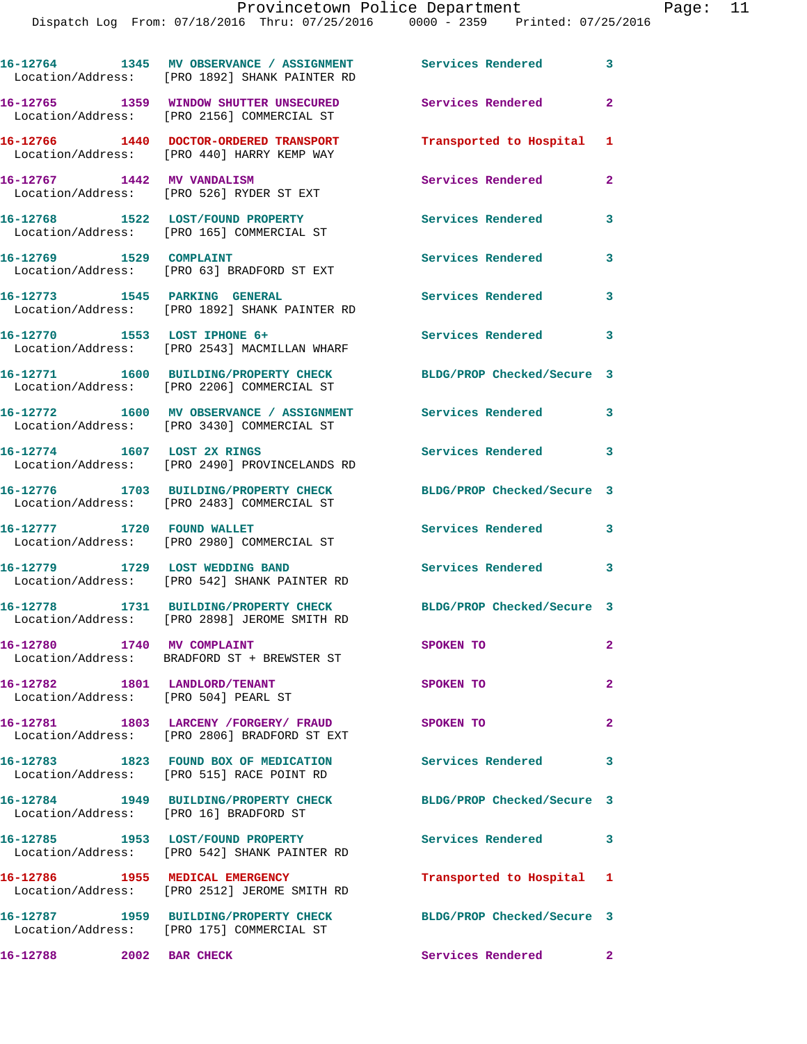16-12764 1345 MV OBSERVANCE / ASSIGNMENT Services Rendered 3
Location/Address: [PRO 1892] SHANK PAINTER RD

16-12765 1359 WINDOW SHUTTER UNSECURED Services Rendered 2
Location/Address: [PRO 2156] COMMERCIAL ST

16-12766 1440 DOCTOR-ORDERED TRANSPORT Transported to Hospital 1
Location/Address: [PRO 440] HARRY KEMP WAY

16-12767 1442 MV VANDALISM Services Rendered 2
Location/Address: [PRO 526] RYDER ST EXT

16-12768 1522 LOST/FOUND PROPERTY Services Rendered 3
Location/Address: [PRO 165] COMMERCIAL ST

16-12769 1529 COMPLAINT Services Rendered 3
Location/Address: [PRO 63] BRADFORD ST EXT

16-12773 1545 PARKING GENERAL Services Rendered 3
Location/Address: [PRO 1892] SHANK PAINTER RD

16-12770 1553 LOST IPHONE 6+ Services Rendered 3
Location/Address: [PRO 2543] MACMILLAN WHARF

16-12771 1600 BUILDING/PROPERTY CHECK BLDG/PROP Checked/Secure 3
Location/Address: [PRO 2206] COMMERCIAL ST

16-12772 1600 MV OBSERVANCE / ASSIGNMENT Services Rendered 3
Location/Address: [PRO 3430] COMMERCIAL ST

16-12774 1607 LOST 2X RINGS Services Rendered 3
Location/Address: [PRO 2490] PROVINCELANDS RD

16-12776 1703 BUILDING/PROPERTY CHECK BLDG/PROP Checked/Secure 3
Location/Address: [PRO 2483] COMMERCIAL ST

16-12777 1720 FOUND WALLET Services Rendered 3
Location/Address: [PRO 2980] COMMERCIAL ST

16-12779 1729 LOST WEDDING BAND Services Rendered 3
Location/Address: [PRO 542] SHANK PAINTER RD

16-12778 1731 BUILDING/PROPERTY CHECK BLDG/PROP Checked/Secure 3
Location/Address: [PRO 2898] JEROME SMITH RD

16-12780 1740 MV COMPLAINT SPOKEN TO 2
Location/Address: BRADFORD ST + BREWSTER ST

16-12782 1801 LANDLORD/TENANT SPOKEN TO 2
Location/Address: [PRO 504] PEARL ST

16-12781 1803 LARCENY /FORGERY/ FRAUD SPOKEN TO 2
Location/Address: [PRO 2806] BRADFORD ST EXT

16-12783 1823 FOUND BOX OF MEDICATION Services Rendered 3
Location/Address: [PRO 515] RACE POINT RD

16-12784 1949 BUILDING/PROPERTY CHECK BLDG/PROP Checked/Secure 3
Location/Address: [PRO 16] BRADFORD ST

16-12785 1953 LOST/FOUND PROPERTY Services Rendered 3
Location/Address: [PRO 542] SHANK PAINTER RD

16-12786 1955 MEDICAL EMERGENCY Transported to Hospital 1
Location/Address: [PRO 2512] JEROME SMITH RD

16-12787 1959 BUILDING/PROPERTY CHECK BLDG/PROP Checked/Secure 3
Location/Address: [PRO 175] COMMERCIAL ST

16-12788 2002 BAR CHECK Services Rendered 2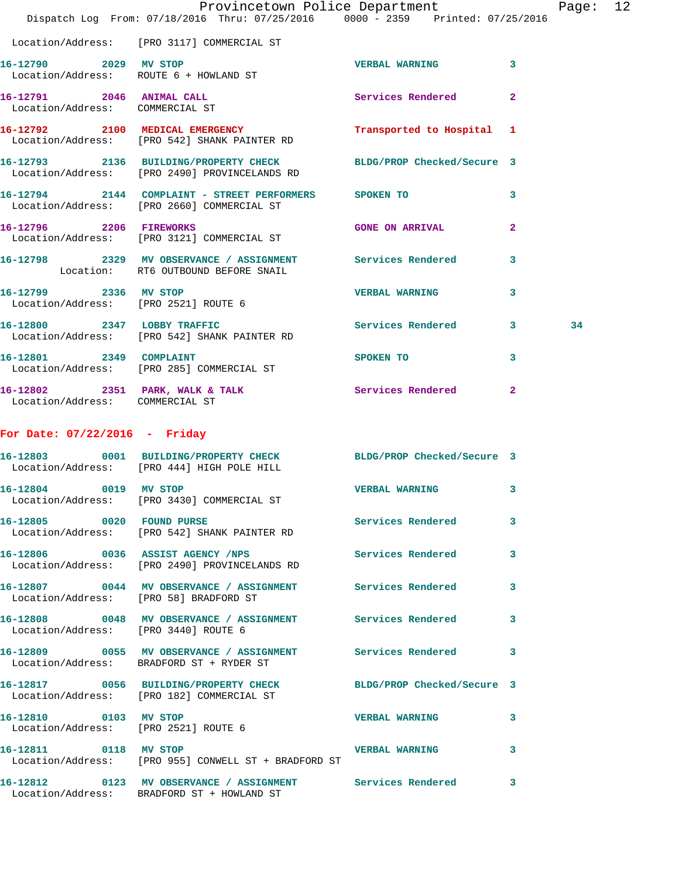Location/Address: [PRO 3117] COMMERCIAL ST

| Call # | Time | Call Type | Disposition | Priority | |
|---|---|---|---|---|---|
| 16-12790 | 2029 | MV STOP | VERBAL WARNING | 3 | |
| Location/Address: ROUTE 6 + HOWLAND ST | | | | | |
| 16-12791 | 2046 | ANIMAL CALL | Services Rendered | 2 | |
| Location/Address: COMMERCIAL ST | | | | | |
| 16-12792 | 2100 | MEDICAL EMERGENCY | Transported to Hospital | 1 | |
| Location/Address: [PRO 542] SHANK PAINTER RD | | | | | |
| 16-12793 | 2136 | BUILDING/PROPERTY CHECK | BLDG/PROP Checked/Secure | 3 | |
| Location/Address: [PRO 2490] PROVINCELANDS RD | | | | | |
| 16-12794 | 2144 | COMPLAINT - STREET PERFORMERS | SPOKEN TO | 3 | |
| Location/Address: [PRO 2660] COMMERCIAL ST | | | | | |
| 16-12796 | 2206 | FIREWORKS | GONE ON ARRIVAL | 2 | |
| Location/Address: [PRO 3121] COMMERCIAL ST | | | | | |
| 16-12798 | 2329 | MV OBSERVANCE / ASSIGNMENT | Services Rendered | 3 | |
| Location: RT6 OUTBOUND BEFORE SNAIL | | | | | |
| 16-12799 | 2336 | MV STOP | VERBAL WARNING | 3 | |
| Location/Address: [PRO 2521] ROUTE 6 | | | | | |
| 16-12800 | 2347 | LOBBY TRAFFIC | Services Rendered | 3 | 34 |
| Location/Address: [PRO 542] SHANK PAINTER RD | | | | | |
| 16-12801 | 2349 | COMPLAINT | SPOKEN TO | 3 | |
| Location/Address: [PRO 285] COMMERCIAL ST | | | | | |
| 16-12802 | 2351 | PARK, WALK & TALK | Services Rendered | 2 | |
| Location/Address: COMMERCIAL ST | | | | | |

## For Date: 07/22/2016 - Friday

| Call # | Time | Call Type | Disposition | Priority |
|---|---|---|---|---|
| 16-12803 | 0001 | BUILDING/PROPERTY CHECK | BLDG/PROP Checked/Secure | 3 |
| Location/Address: [PRO 444] HIGH POLE HILL | | | | |
| 16-12804 | 0019 | MV STOP | VERBAL WARNING | 3 |
| Location/Address: [PRO 3430] COMMERCIAL ST | | | | |
| 16-12805 | 0020 | FOUND PURSE | Services Rendered | 3 |
| Location/Address: [PRO 542] SHANK PAINTER RD | | | | |
| 16-12806 | 0036 | ASSIST AGENCY /NPS | Services Rendered | 3 |
| Location/Address: [PRO 2490] PROVINCELANDS RD | | | | |
| 16-12807 | 0044 | MV OBSERVANCE / ASSIGNMENT | Services Rendered | 3 |
| Location/Address: [PRO 58] BRADFORD ST | | | | |
| 16-12808 | 0048 | MV OBSERVANCE / ASSIGNMENT | Services Rendered | 3 |
| Location/Address: [PRO 3440] ROUTE 6 | | | | |
| 16-12809 | 0055 | MV OBSERVANCE / ASSIGNMENT | Services Rendered | 3 |
| Location/Address: BRADFORD ST + RYDER ST | | | | |
| 16-12817 | 0056 | BUILDING/PROPERTY CHECK | BLDG/PROP Checked/Secure | 3 |
| Location/Address: [PRO 182] COMMERCIAL ST | | | | |
| 16-12810 | 0103 | MV STOP | VERBAL WARNING | 3 |
| Location/Address: [PRO 2521] ROUTE 6 | | | | |
| 16-12811 | 0118 | MV STOP | VERBAL WARNING | 3 |
| Location/Address: [PRO 955] CONWELL ST + BRADFORD ST | | | | |
| 16-12812 | 0123 | MV OBSERVANCE / ASSIGNMENT | Services Rendered | 3 |
| Location/Address: BRADFORD ST + HOWLAND ST | | | | |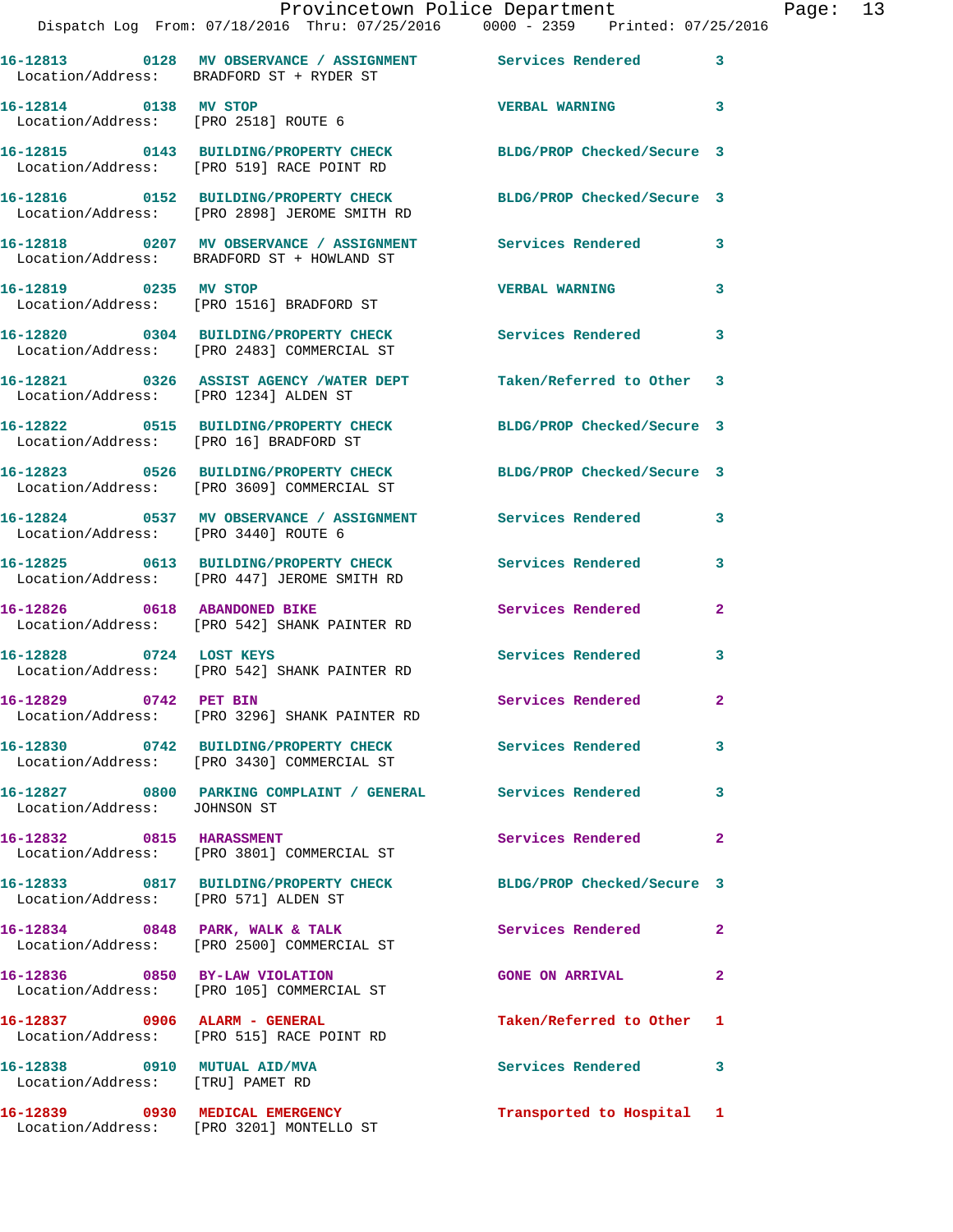16-12813 0128 MV OBSERVANCE / ASSIGNMENT Services Rendered 3
Location/Address: BRADFORD ST + RYDER ST

16-12814 0138 MV STOP VERBAL WARNING 3
Location/Address: [PRO 2518] ROUTE 6

16-12815 0143 BUILDING/PROPERTY CHECK BLDG/PROP Checked/Secure 3
Location/Address: [PRO 519] RACE POINT RD

16-12816 0152 BUILDING/PROPERTY CHECK BLDG/PROP Checked/Secure 3
Location/Address: [PRO 2898] JEROME SMITH RD

16-12818 0207 MV OBSERVANCE / ASSIGNMENT Services Rendered 3
Location/Address: BRADFORD ST + HOWLAND ST

16-12819 0235 MV STOP VERBAL WARNING 3
Location/Address: [PRO 1516] BRADFORD ST

16-12820 0304 BUILDING/PROPERTY CHECK Services Rendered 3
Location/Address: [PRO 2483] COMMERCIAL ST

16-12821 0326 ASSIST AGENCY /WATER DEPT Taken/Referred to Other 3
Location/Address: [PRO 1234] ALDEN ST

16-12822 0515 BUILDING/PROPERTY CHECK BLDG/PROP Checked/Secure 3
Location/Address: [PRO 16] BRADFORD ST

16-12823 0526 BUILDING/PROPERTY CHECK BLDG/PROP Checked/Secure 3
Location/Address: [PRO 3609] COMMERCIAL ST

16-12824 0537 MV OBSERVANCE / ASSIGNMENT Services Rendered 3
Location/Address: [PRO 3440] ROUTE 6

16-12825 0613 BUILDING/PROPERTY CHECK Services Rendered 3
Location/Address: [PRO 447] JEROME SMITH RD

16-12826 0618 ABANDONED BIKE Services Rendered 2
Location/Address: [PRO 542] SHANK PAINTER RD

16-12828 0724 LOST KEYS Services Rendered 3
Location/Address: [PRO 542] SHANK PAINTER RD

16-12829 0742 PET BIN Services Rendered 2
Location/Address: [PRO 3296] SHANK PAINTER RD

16-12830 0742 BUILDING/PROPERTY CHECK Services Rendered 3
Location/Address: [PRO 3430] COMMERCIAL ST

16-12827 0800 PARKING COMPLAINT / GENERAL Services Rendered 3
Location/Address: JOHNSON ST

16-12832 0815 HARASSMENT Services Rendered 2
Location/Address: [PRO 3801] COMMERCIAL ST

16-12833 0817 BUILDING/PROPERTY CHECK BLDG/PROP Checked/Secure 3
Location/Address: [PRO 571] ALDEN ST

16-12834 0848 PARK, WALK & TALK Services Rendered 2
Location/Address: [PRO 2500] COMMERCIAL ST

16-12836 0850 BY-LAW VIOLATION GONE ON ARRIVAL 2
Location/Address: [PRO 105] COMMERCIAL ST

16-12837 0906 ALARM - GENERAL Taken/Referred to Other 1
Location/Address: [PRO 515] RACE POINT RD

16-12838 0910 MUTUAL AID/MVA Services Rendered 3
Location/Address: [TRU] PAMET RD

16-12839 0930 MEDICAL EMERGENCY Transported to Hospital 1
Location/Address: [PRO 3201] MONTELLO ST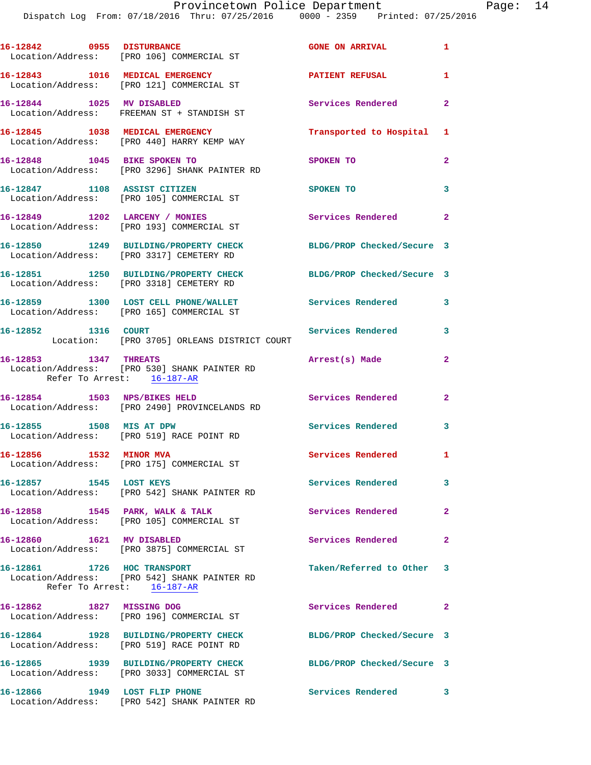16-12842 0955 DISTURBANCE GONE ON ARRIVAL 1
Location/Address: [PRO 106] COMMERCIAL ST

16-12843 1016 MEDICAL EMERGENCY PATIENT REFUSAL 1
Location/Address: [PRO 121] COMMERCIAL ST

16-12844 1025 MV DISABLED Services Rendered 2
Location/Address: FREEMAN ST + STANDISH ST

16-12845 1038 MEDICAL EMERGENCY Transported to Hospital 1
Location/Address: [PRO 440] HARRY KEMP WAY

16-12848 1045 BIKE SPOKEN TO SPOKEN TO 2
Location/Address: [PRO 3296] SHANK PAINTER RD

16-12847 1108 ASSIST CITIZEN SPOKEN TO 3
Location/Address: [PRO 105] COMMERCIAL ST

16-12849 1202 LARCENY / MONIES Services Rendered 2
Location/Address: [PRO 193] COMMERCIAL ST

16-12850 1249 BUILDING/PROPERTY CHECK BLDG/PROP Checked/Secure 3
Location/Address: [PRO 3317] CEMETERY RD

16-12851 1250 BUILDING/PROPERTY CHECK BLDG/PROP Checked/Secure 3
Location/Address: [PRO 3318] CEMETERY RD

16-12859 1300 LOST CELL PHONE/WALLET Services Rendered 3
Location/Address: [PRO 165] COMMERCIAL ST

16-12852 1316 COURT Services Rendered 3
Location: [PRO 3705] ORLEANS DISTRICT COURT

16-12853 1347 THREATS Arrest(s) Made 2
Location/Address: [PRO 530] SHANK PAINTER RD
Refer To Arrest: 16-187-AR

16-12854 1503 NPS/BIKES HELD Services Rendered 2
Location/Address: [PRO 2490] PROVINCELANDS RD

16-12855 1508 MIS AT DPW Services Rendered 3
Location/Address: [PRO 519] RACE POINT RD

16-12856 1532 MINOR MVA Services Rendered 1
Location/Address: [PRO 175] COMMERCIAL ST

16-12857 1545 LOST KEYS Services Rendered 3
Location/Address: [PRO 542] SHANK PAINTER RD

16-12858 1545 PARK, WALK & TALK Services Rendered 2
Location/Address: [PRO 105] COMMERCIAL ST

16-12860 1621 MV DISABLED Services Rendered 2
Location/Address: [PRO 3875] COMMERCIAL ST

16-12861 1726 HOC TRANSPORT Taken/Referred to Other 3
Location/Address: [PRO 542] SHANK PAINTER RD
Refer To Arrest: 16-187-AR

16-12862 1827 MISSING DOG Services Rendered 2
Location/Address: [PRO 196] COMMERCIAL ST

16-12864 1928 BUILDING/PROPERTY CHECK BLDG/PROP Checked/Secure 3
Location/Address: [PRO 519] RACE POINT RD

16-12865 1939 BUILDING/PROPERTY CHECK BLDG/PROP Checked/Secure 3
Location/Address: [PRO 3033] COMMERCIAL ST

16-12866 1949 LOST FLIP PHONE Services Rendered 3
Location/Address: [PRO 542] SHANK PAINTER RD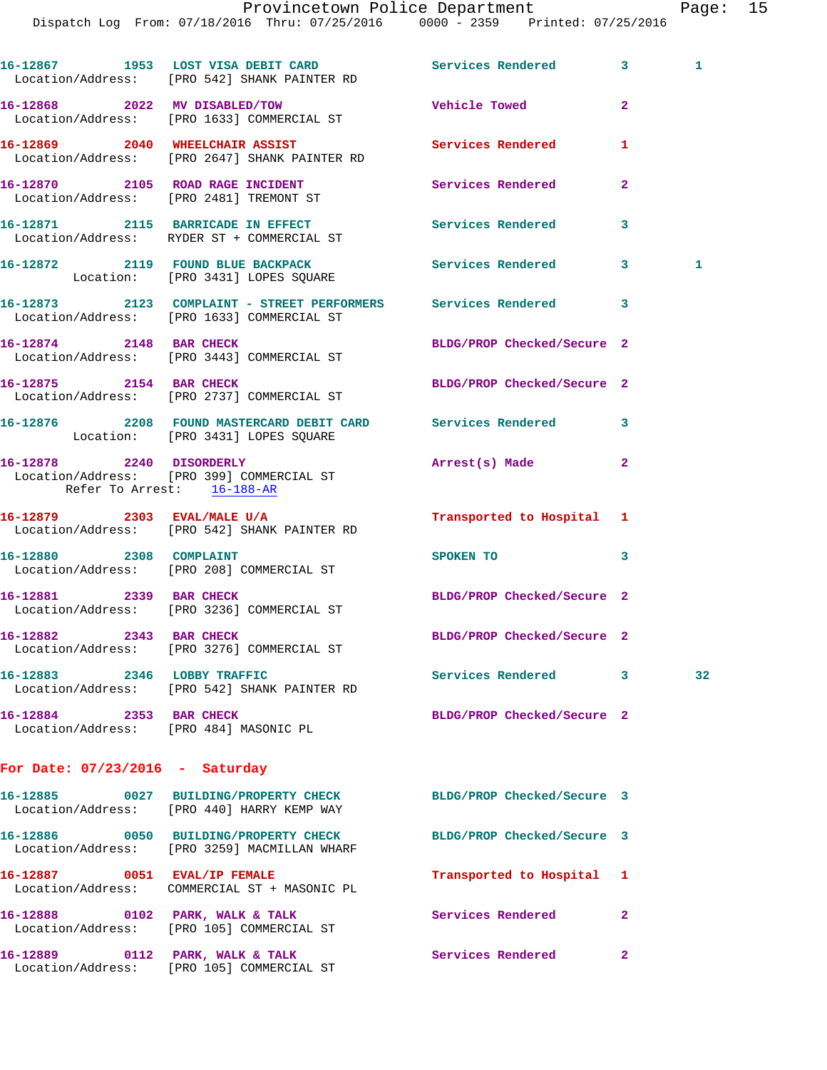16-12867 1953 LOST VISA DEBIT CARD Services Rendered 3 1
Location/Address: [PRO 542] SHANK PAINTER RD

16-12868 2022 MV DISABLED/TOW Vehicle Towed 2
Location/Address: [PRO 1633] COMMERCIAL ST

16-12869 2040 WHEELCHAIR ASSIST Services Rendered 1
Location/Address: [PRO 2647] SHANK PAINTER RD

16-12870 2105 ROAD RAGE INCIDENT Services Rendered 2
Location/Address: [PRO 2481] TREMONT ST

16-12871 2115 BARRICADE IN EFFECT Services Rendered 3
Location/Address: RYDER ST + COMMERCIAL ST

16-12872 2119 FOUND BLUE BACKPACK Services Rendered 3 1
Location: [PRO 3431] LOPES SQUARE

16-12873 2123 COMPLAINT - STREET PERFORMERS Services Rendered 3
Location/Address: [PRO 1633] COMMERCIAL ST

16-12874 2148 BAR CHECK BLDG/PROP Checked/Secure 2
Location/Address: [PRO 3443] COMMERCIAL ST

16-12875 2154 BAR CHECK BLDG/PROP Checked/Secure 2
Location/Address: [PRO 2737] COMMERCIAL ST

16-12876 2208 FOUND MASTERCARD DEBIT CARD Services Rendered 3
Location: [PRO 3431] LOPES SQUARE

16-12878 2240 DISORDERLY Arrest(s) Made 2
Location/Address: [PRO 399] COMMERCIAL ST
Refer To Arrest: 16-188-AR

16-12879 2303 EVAL/MALE U/A Transported to Hospital 1
Location/Address: [PRO 542] SHANK PAINTER RD

16-12880 2308 COMPLAINT SPOKEN TO 3
Location/Address: [PRO 208] COMMERCIAL ST

16-12881 2339 BAR CHECK BLDG/PROP Checked/Secure 2
Location/Address: [PRO 3236] COMMERCIAL ST

16-12882 2343 BAR CHECK BLDG/PROP Checked/Secure 2
Location/Address: [PRO 3276] COMMERCIAL ST

16-12883 2346 LOBBY TRAFFIC Services Rendered 3 32
Location/Address: [PRO 542] SHANK PAINTER RD

16-12884 2353 BAR CHECK BLDG/PROP Checked/Secure 2
Location/Address: [PRO 484] MASONIC PL

## For Date: 07/23/2016 - Saturday

16-12885 0027 BUILDING/PROPERTY CHECK BLDG/PROP Checked/Secure 3
Location/Address: [PRO 440] HARRY KEMP WAY

16-12886 0050 BUILDING/PROPERTY CHECK BLDG/PROP Checked/Secure 3
Location/Address: [PRO 3259] MACMILLAN WHARF

16-12887 0051 EVAL/IP FEMALE Transported to Hospital 1
Location/Address: COMMERCIAL ST + MASONIC PL

16-12888 0102 PARK, WALK & TALK Services Rendered 2
Location/Address: [PRO 105] COMMERCIAL ST

16-12889 0112 PARK, WALK & TALK Services Rendered 2
Location/Address: [PRO 105] COMMERCIAL ST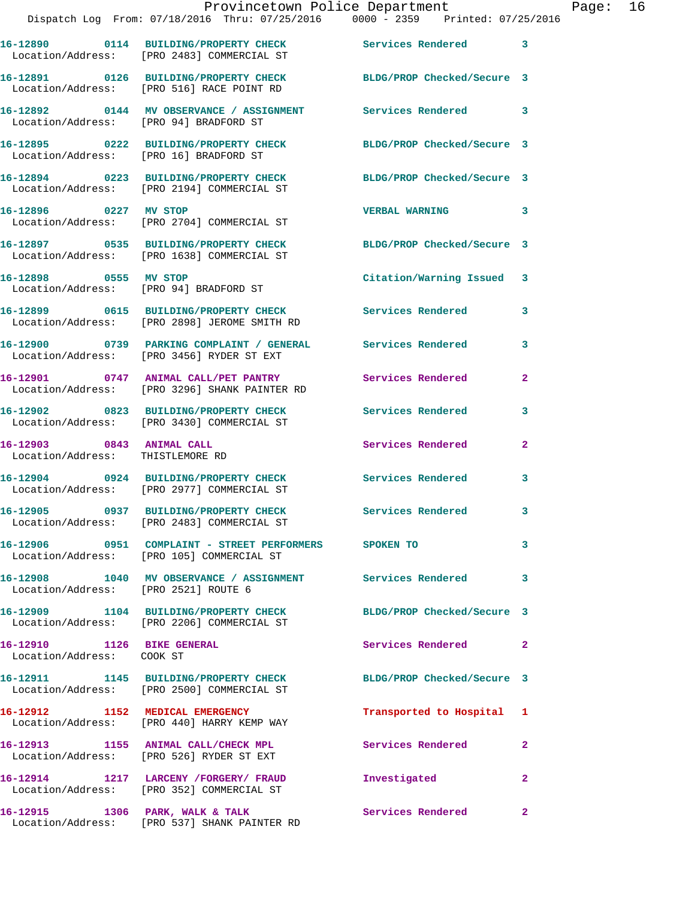16-12890 0114 BUILDING/PROPERTY CHECK Services Rendered 3
Location/Address: [PRO 2483] COMMERCIAL ST

16-12891 0126 BUILDING/PROPERTY CHECK BLDG/PROP Checked/Secure 3
Location/Address: [PRO 516] RACE POINT RD

16-12892 0144 MV OBSERVANCE / ASSIGNMENT Services Rendered 3
Location/Address: [PRO 94] BRADFORD ST

16-12895 0222 BUILDING/PROPERTY CHECK BLDG/PROP Checked/Secure 3
Location/Address: [PRO 16] BRADFORD ST

16-12894 0223 BUILDING/PROPERTY CHECK BLDG/PROP Checked/Secure 3
Location/Address: [PRO 2194] COMMERCIAL ST

16-12896 0227 MV STOP VERBAL WARNING 3
Location/Address: [PRO 2704] COMMERCIAL ST

16-12897 0535 BUILDING/PROPERTY CHECK BLDG/PROP Checked/Secure 3
Location/Address: [PRO 1638] COMMERCIAL ST

16-12898 0555 MV STOP Citation/Warning Issued 3
Location/Address: [PRO 94] BRADFORD ST

16-12899 0615 BUILDING/PROPERTY CHECK Services Rendered 3
Location/Address: [PRO 2898] JEROME SMITH RD

16-12900 0739 PARKING COMPLAINT / GENERAL Services Rendered 3
Location/Address: [PRO 3456] RYDER ST EXT

16-12901 0747 ANIMAL CALL/PET PANTRY Services Rendered 2
Location/Address: [PRO 3296] SHANK PAINTER RD

16-12902 0823 BUILDING/PROPERTY CHECK Services Rendered 3
Location/Address: [PRO 3430] COMMERCIAL ST

16-12903 0843 ANIMAL CALL Services Rendered 2
Location/Address: THISTLEMORE RD

16-12904 0924 BUILDING/PROPERTY CHECK Services Rendered 3
Location/Address: [PRO 2977] COMMERCIAL ST

16-12905 0937 BUILDING/PROPERTY CHECK Services Rendered 3
Location/Address: [PRO 2483] COMMERCIAL ST

16-12906 0951 COMPLAINT - STREET PERFORMERS SPOKEN TO 3
Location/Address: [PRO 105] COMMERCIAL ST

16-12908 1040 MV OBSERVANCE / ASSIGNMENT Services Rendered 3
Location/Address: [PRO 2521] ROUTE 6

16-12909 1104 BUILDING/PROPERTY CHECK BLDG/PROP Checked/Secure 3
Location/Address: [PRO 2206] COMMERCIAL ST

16-12910 1126 BIKE GENERAL Services Rendered 2
Location/Address: COOK ST

16-12911 1145 BUILDING/PROPERTY CHECK BLDG/PROP Checked/Secure 3
Location/Address: [PRO 2500] COMMERCIAL ST

16-12912 1152 MEDICAL EMERGENCY Transported to Hospital 1
Location/Address: [PRO 440] HARRY KEMP WAY

16-12913 1155 ANIMAL CALL/CHECK MPL Services Rendered 2
Location/Address: [PRO 526] RYDER ST EXT

16-12914 1217 LARCENY /FORGERY/ FRAUD Investigated 2
Location/Address: [PRO 352] COMMERCIAL ST

16-12915 1306 PARK, WALK & TALK Services Rendered 2
Location/Address: [PRO 537] SHANK PAINTER RD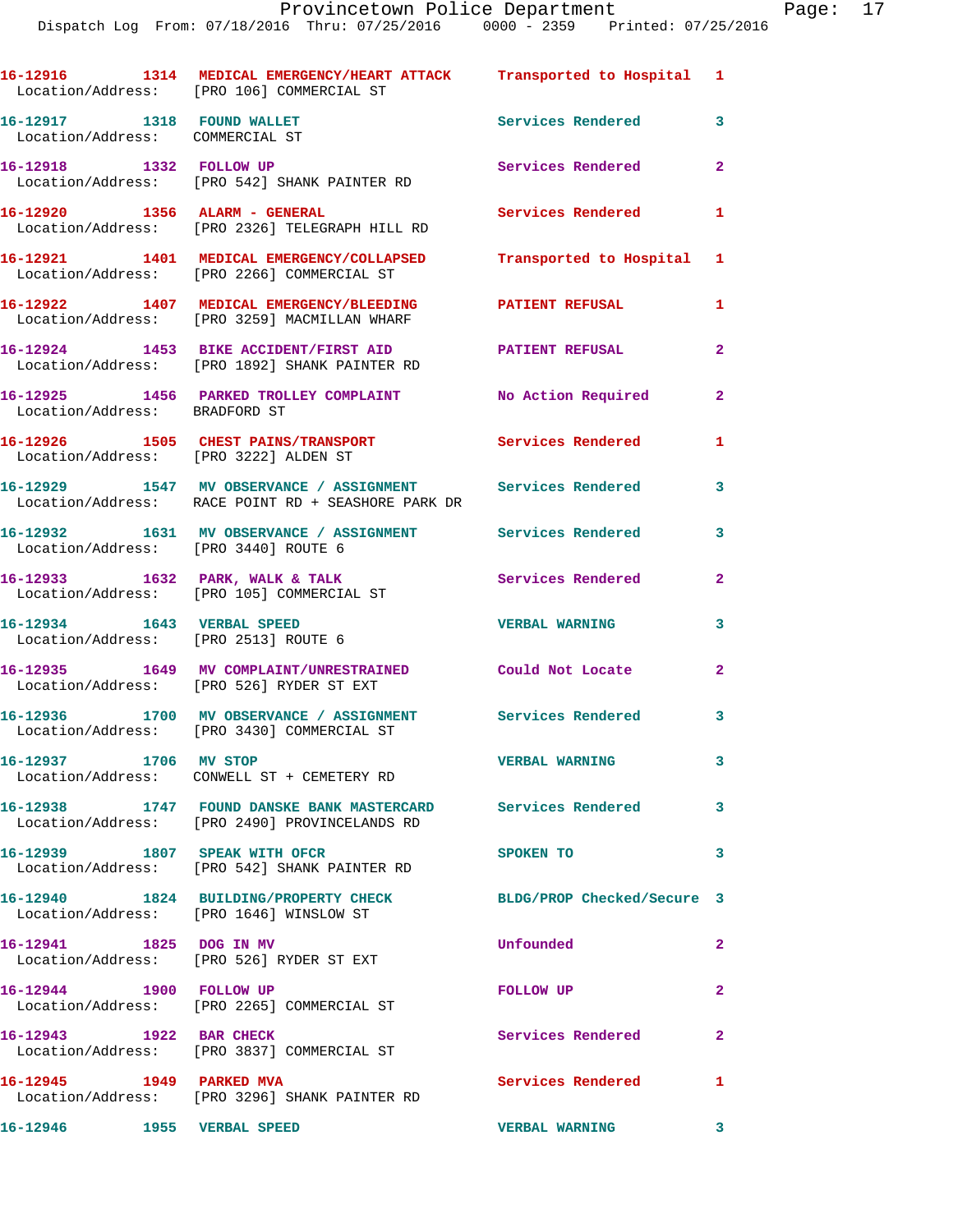16-12916 1314 MEDICAL EMERGENCY/HEART ATTACK Transported to Hospital 1
Location/Address: [PRO 106] COMMERCIAL ST

16-12917 1318 FOUND WALLET Services Rendered 3
Location/Address: COMMERCIAL ST

16-12918 1332 FOLLOW UP Services Rendered 2
Location/Address: [PRO 542] SHANK PAINTER RD

16-12920 1356 ALARM - GENERAL Services Rendered 1
Location/Address: [PRO 2326] TELEGRAPH HILL RD

16-12921 1401 MEDICAL EMERGENCY/COLLAPSED Transported to Hospital 1
Location/Address: [PRO 2266] COMMERCIAL ST

16-12922 1407 MEDICAL EMERGENCY/BLEEDING PATIENT REFUSAL 1
Location/Address: [PRO 3259] MACMILLAN WHARF

16-12924 1453 BIKE ACCIDENT/FIRST AID PATIENT REFUSAL 2
Location/Address: [PRO 1892] SHANK PAINTER RD

16-12925 1456 PARKED TROLLEY COMPLAINT No Action Required 2
Location/Address: BRADFORD ST

16-12926 1505 CHEST PAINS/TRANSPORT Services Rendered 1
Location/Address: [PRO 3222] ALDEN ST

16-12929 1547 MV OBSERVANCE / ASSIGNMENT Services Rendered 3
Location/Address: RACE POINT RD + SEASHORE PARK DR

16-12932 1631 MV OBSERVANCE / ASSIGNMENT Services Rendered 3
Location/Address: [PRO 3440] ROUTE 6

16-12933 1632 PARK, WALK & TALK Services Rendered 2
Location/Address: [PRO 105] COMMERCIAL ST

16-12934 1643 VERBAL SPEED VERBAL WARNING 3
Location/Address: [PRO 2513] ROUTE 6

16-12935 1649 MV COMPLAINT/UNRESTRAINED Could Not Locate 2
Location/Address: [PRO 526] RYDER ST EXT

16-12936 1700 MV OBSERVANCE / ASSIGNMENT Services Rendered 3
Location/Address: [PRO 3430] COMMERCIAL ST

16-12937 1706 MV STOP VERBAL WARNING 3
Location/Address: CONWELL ST + CEMETERY RD

16-12938 1747 FOUND DANSKE BANK MASTERCARD Services Rendered 3
Location/Address: [PRO 2490] PROVINCELANDS RD

16-12939 1807 SPEAK WITH OFCR SPOKEN TO 3
Location/Address: [PRO 542] SHANK PAINTER RD

16-12940 1824 BUILDING/PROPERTY CHECK BLDG/PROP Checked/Secure 3
Location/Address: [PRO 1646] WINSLOW ST

16-12941 1825 DOG IN MV Unfounded 2
Location/Address: [PRO 526] RYDER ST EXT

16-12944 1900 FOLLOW UP FOLLOW UP 2
Location/Address: [PRO 2265] COMMERCIAL ST

16-12943 1922 BAR CHECK Services Rendered 2
Location/Address: [PRO 3837] COMMERCIAL ST

16-12945 1949 PARKED MVA Services Rendered 1
Location/Address: [PRO 3296] SHANK PAINTER RD

16-12946 1955 VERBAL SPEED VERBAL WARNING 3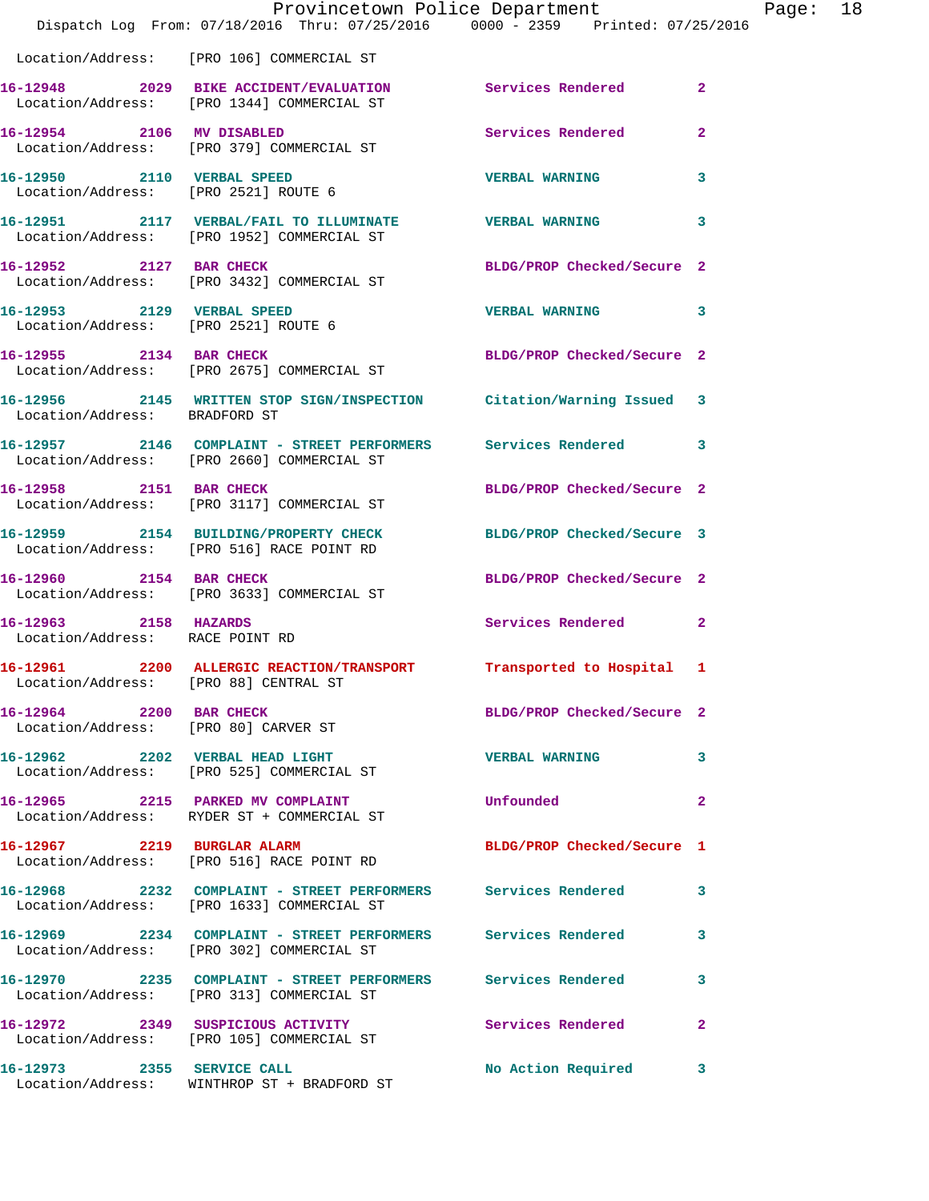Location/Address: [PRO 106] COMMERCIAL ST

| Call # | Time | Call Reason | Action | Priority |
|---|---|---|---|---|
| 16-12948 | 2029 | BIKE ACCIDENT/EVALUATION | Services Rendered | 2 |
| Location/Address: | | [PRO 1344] COMMERCIAL ST | | |
| 16-12954 | 2106 | MV DISABLED | Services Rendered | 2 |
| Location/Address: | | [PRO 379] COMMERCIAL ST | | |
| 16-12950 | 2110 | VERBAL SPEED | VERBAL WARNING | 3 |
| Location/Address: | | [PRO 2521] ROUTE 6 | | |
| 16-12951 | 2117 | VERBAL/FAIL TO ILLUMINATE | VERBAL WARNING | 3 |
| Location/Address: | | [PRO 1952] COMMERCIAL ST | | |
| 16-12952 | 2127 | BAR CHECK | BLDG/PROP Checked/Secure | 2 |
| Location/Address: | | [PRO 3432] COMMERCIAL ST | | |
| 16-12953 | 2129 | VERBAL SPEED | VERBAL WARNING | 3 |
| Location/Address: | | [PRO 2521] ROUTE 6 | | |
| 16-12955 | 2134 | BAR CHECK | BLDG/PROP Checked/Secure | 2 |
| Location/Address: | | [PRO 2675] COMMERCIAL ST | | |
| 16-12956 | 2145 | WRITTEN STOP SIGN/INSPECTION | Citation/Warning Issued | 3 |
| Location/Address: | | BRADFORD ST | | |
| 16-12957 | 2146 | COMPLAINT - STREET PERFORMERS | Services Rendered | 3 |
| Location/Address: | | [PRO 2660] COMMERCIAL ST | | |
| 16-12958 | 2151 | BAR CHECK | BLDG/PROP Checked/Secure | 2 |
| Location/Address: | | [PRO 3117] COMMERCIAL ST | | |
| 16-12959 | 2154 | BUILDING/PROPERTY CHECK | BLDG/PROP Checked/Secure | 3 |
| Location/Address: | | [PRO 516] RACE POINT RD | | |
| 16-12960 | 2154 | BAR CHECK | BLDG/PROP Checked/Secure | 2 |
| Location/Address: | | [PRO 3633] COMMERCIAL ST | | |
| 16-12963 | 2158 | HAZARDS | Services Rendered | 2 |
| Location/Address: | | RACE POINT RD | | |
| 16-12961 | 2200 | ALLERGIC REACTION/TRANSPORT | Transported to Hospital | 1 |
| Location/Address: | | [PRO 88] CENTRAL ST | | |
| 16-12964 | 2200 | BAR CHECK | BLDG/PROP Checked/Secure | 2 |
| Location/Address: | | [PRO 80] CARVER ST | | |
| 16-12962 | 2202 | VERBAL HEAD LIGHT | VERBAL WARNING | 3 |
| Location/Address: | | [PRO 525] COMMERCIAL ST | | |
| 16-12965 | 2215 | PARKED MV COMPLAINT | Unfounded | 2 |
| Location/Address: | | RYDER ST + COMMERCIAL ST | | |
| 16-12967 | 2219 | BURGLAR ALARM | BLDG/PROP Checked/Secure | 1 |
| Location/Address: | | [PRO 516] RACE POINT RD | | |
| 16-12968 | 2232 | COMPLAINT - STREET PERFORMERS | Services Rendered | 3 |
| Location/Address: | | [PRO 1633] COMMERCIAL ST | | |
| 16-12969 | 2234 | COMPLAINT - STREET PERFORMERS | Services Rendered | 3 |
| Location/Address: | | [PRO 302] COMMERCIAL ST | | |
| 16-12970 | 2235 | COMPLAINT - STREET PERFORMERS | Services Rendered | 3 |
| Location/Address: | | [PRO 313] COMMERCIAL ST | | |
| 16-12972 | 2349 | SUSPICIOUS ACTIVITY | Services Rendered | 2 |
| Location/Address: | | [PRO 105] COMMERCIAL ST | | |
| 16-12973 | 2355 | SERVICE CALL | No Action Required | 3 |
| Location/Address: | | WINTHROP ST + BRADFORD ST | | |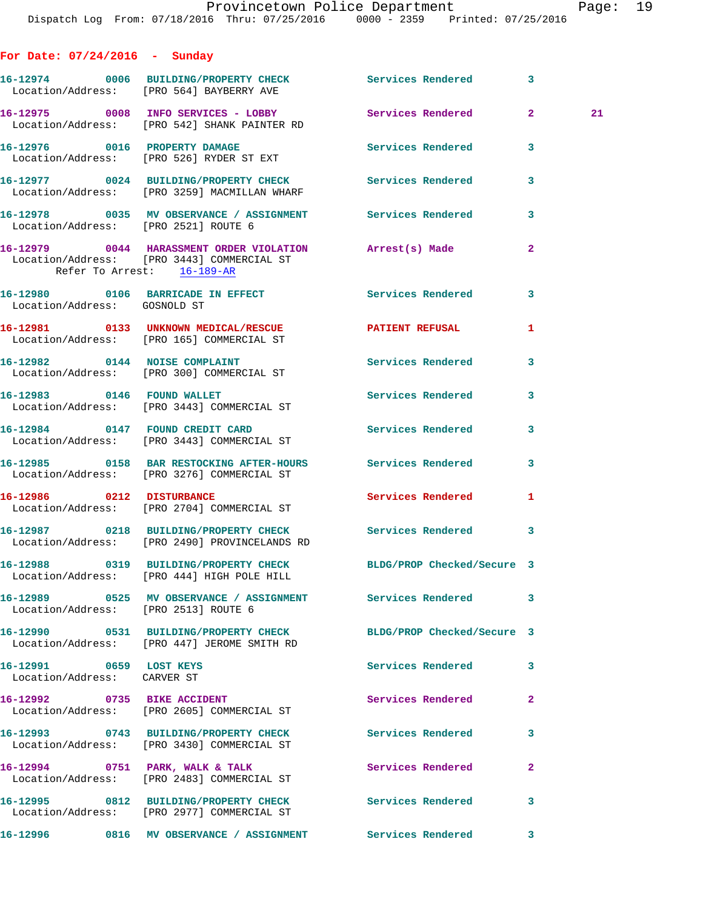**For Date: 07/24/2016 - Sunday**

**16-12974 0006 BUILDING/PROPERTY CHECK** Services Rendered 3
Location/Address: [PRO 564] BAYBERRY AVE

**16-12975 0008 INFO SERVICES - LOBBY** Services Rendered 2 21
Location/Address: [PRO 542] SHANK PAINTER RD

**16-12976 0016 PROPERTY DAMAGE** Services Rendered 3
Location/Address: [PRO 526] RYDER ST EXT

**16-12977 0024 BUILDING/PROPERTY CHECK** Services Rendered 3
Location/Address: [PRO 3259] MACMILLAN WHARF

**16-12978 0035 MV OBSERVANCE / ASSIGNMENT** Services Rendered 3
Location/Address: [PRO 2521] ROUTE 6

**16-12979 0044 HARASSMENT ORDER VIOLATION** Arrest(s) Made 2
Location/Address: [PRO 3443] COMMERCIAL ST
Refer To Arrest: 16-189-AR

**16-12980 0106 BARRICADE IN EFFECT** Services Rendered 3
Location/Address: GOSNOLD ST

**16-12981 0133 UNKNOWN MEDICAL/RESCUE** PATIENT REFUSAL 1
Location/Address: [PRO 165] COMMERCIAL ST

**16-12982 0144 NOISE COMPLAINT** Services Rendered 3
Location/Address: [PRO 300] COMMERCIAL ST

**16-12983 0146 FOUND WALLET** Services Rendered 3
Location/Address: [PRO 3443] COMMERCIAL ST

**16-12984 0147 FOUND CREDIT CARD** Services Rendered 3
Location/Address: [PRO 3443] COMMERCIAL ST

**16-12985 0158 BAR RESTOCKING AFTER-HOURS** Services Rendered 3
Location/Address: [PRO 3276] COMMERCIAL ST

**16-12986 0212 DISTURBANCE** Services Rendered 1
Location/Address: [PRO 2704] COMMERCIAL ST

**16-12987 0218 BUILDING/PROPERTY CHECK** Services Rendered 3
Location/Address: [PRO 2490] PROVINCELANDS RD

**16-12988 0319 BUILDING/PROPERTY CHECK** BLDG/PROP Checked/Secure 3
Location/Address: [PRO 444] HIGH POLE HILL

**16-12989 0525 MV OBSERVANCE / ASSIGNMENT** Services Rendered 3
Location/Address: [PRO 2513] ROUTE 6

**16-12990 0531 BUILDING/PROPERTY CHECK** BLDG/PROP Checked/Secure 3
Location/Address: [PRO 447] JEROME SMITH RD

**16-12991 0659 LOST KEYS** Services Rendered 3
Location/Address: CARVER ST

**16-12992 0735 BIKE ACCIDENT** Services Rendered 2
Location/Address: [PRO 2605] COMMERCIAL ST

**16-12993 0743 BUILDING/PROPERTY CHECK** Services Rendered 3
Location/Address: [PRO 3430] COMMERCIAL ST

**16-12994 0751 PARK, WALK & TALK** Services Rendered 2
Location/Address: [PRO 2483] COMMERCIAL ST

**16-12995 0812 BUILDING/PROPERTY CHECK** Services Rendered 3
Location/Address: [PRO 2977] COMMERCIAL ST

**16-12996 0816 MV OBSERVANCE / ASSIGNMENT** Services Rendered 3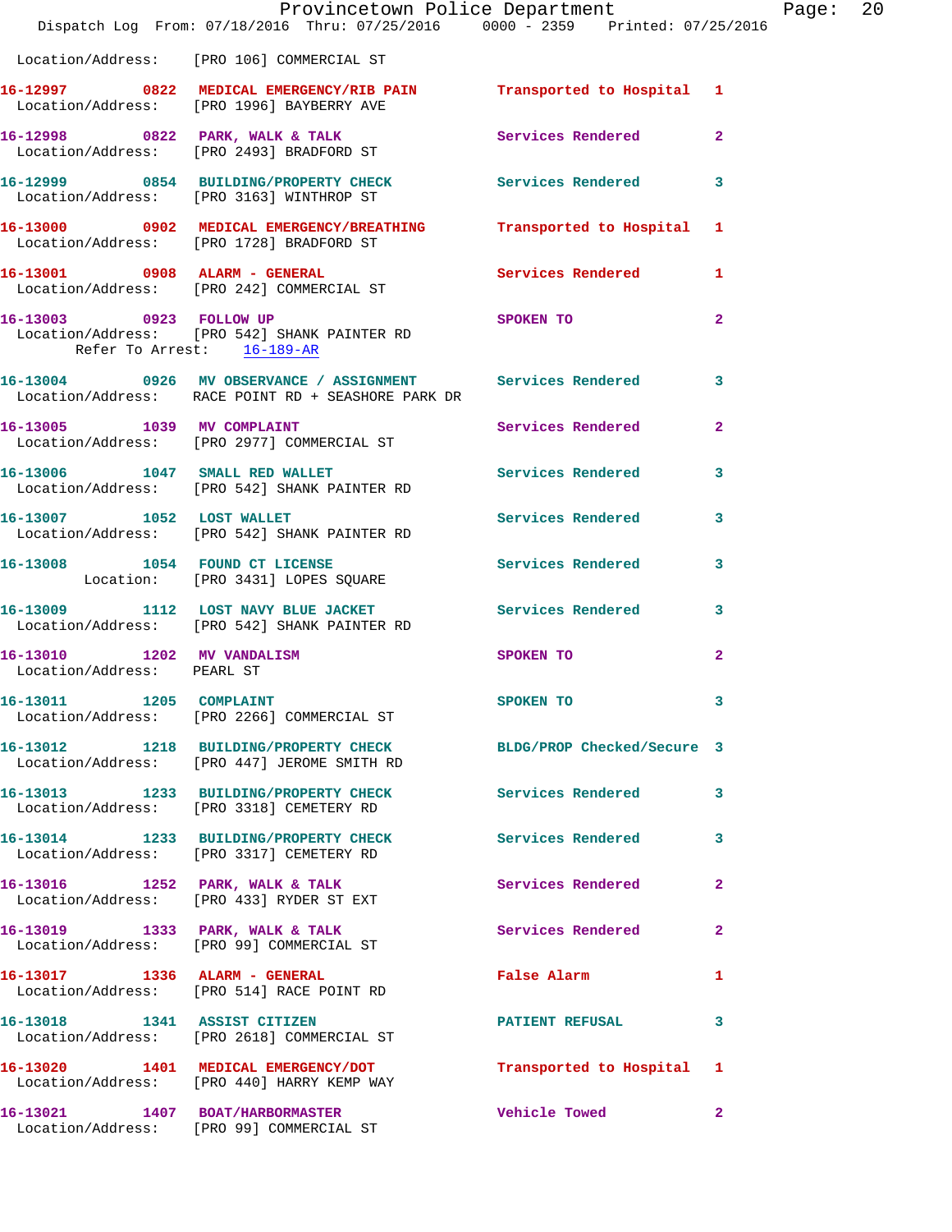Location/Address: [PRO 106] COMMERCIAL ST

**16-12997** 0822 **MEDICAL EMERGENCY/RIB PAIN** Transported to Hospital 1
Location/Address: [PRO 1996] BAYBERRY AVE

**16-12998** 0822 **PARK, WALK & TALK** Services Rendered 2
Location/Address: [PRO 2493] BRADFORD ST

**16-12999** 0854 **BUILDING/PROPERTY CHECK** Services Rendered 3
Location/Address: [PRO 3163] WINTHROP ST

**16-13000** 0902 **MEDICAL EMERGENCY/BREATHING** Transported to Hospital 1
Location/Address: [PRO 1728] BRADFORD ST

**16-13001** 0908 **ALARM - GENERAL** Services Rendered 1
Location/Address: [PRO 242] COMMERCIAL ST

**16-13003** 0923 **FOLLOW UP** SPOKEN TO 2
Location/Address: [PRO 542] SHANK PAINTER RD
Refer To Arrest: 16-189-AR

**16-13004** 0926 **MV OBSERVANCE / ASSIGNMENT** Services Rendered 3
Location/Address: RACE POINT RD + SEASHORE PARK DR

**16-13005** 1039 **MV COMPLAINT** Services Rendered 2
Location/Address: [PRO 2977] COMMERCIAL ST

**16-13006** 1047 **SMALL RED WALLET** Services Rendered 3
Location/Address: [PRO 542] SHANK PAINTER RD

**16-13007** 1052 **LOST WALLET** Services Rendered 3
Location/Address: [PRO 542] SHANK PAINTER RD

**16-13008** 1054 **FOUND CT LICENSE** Services Rendered 3
Location: [PRO 3431] LOPES SQUARE

**16-13009** 1112 **LOST NAVY BLUE JACKET** Services Rendered 3
Location/Address: [PRO 542] SHANK PAINTER RD

**16-13010** 1202 **MV VANDALISM** SPOKEN TO 2
Location/Address: PEARL ST

**16-13011** 1205 **COMPLAINT** SPOKEN TO 3
Location/Address: [PRO 2266] COMMERCIAL ST

**16-13012** 1218 **BUILDING/PROPERTY CHECK** BLDG/PROP Checked/Secure 3
Location/Address: [PRO 447] JEROME SMITH RD

**16-13013** 1233 **BUILDING/PROPERTY CHECK** Services Rendered 3
Location/Address: [PRO 3318] CEMETERY RD

**16-13014** 1233 **BUILDING/PROPERTY CHECK** Services Rendered 3
Location/Address: [PRO 3317] CEMETERY RD

**16-13016** 1252 **PARK, WALK & TALK** Services Rendered 2
Location/Address: [PRO 433] RYDER ST EXT

**16-13019** 1333 **PARK, WALK & TALK** Services Rendered 2
Location/Address: [PRO 99] COMMERCIAL ST

**16-13017** 1336 **ALARM - GENERAL** False Alarm 1
Location/Address: [PRO 514] RACE POINT RD

**16-13018** 1341 **ASSIST CITIZEN** PATIENT REFUSAL 3
Location/Address: [PRO 2618] COMMERCIAL ST

**16-13020** 1401 **MEDICAL EMERGENCY/DOT** Transported to Hospital 1
Location/Address: [PRO 440] HARRY KEMP WAY

**16-13021** 1407 **BOAT/HARBORMASTER** Vehicle Towed 2
Location/Address: [PRO 99] COMMERCIAL ST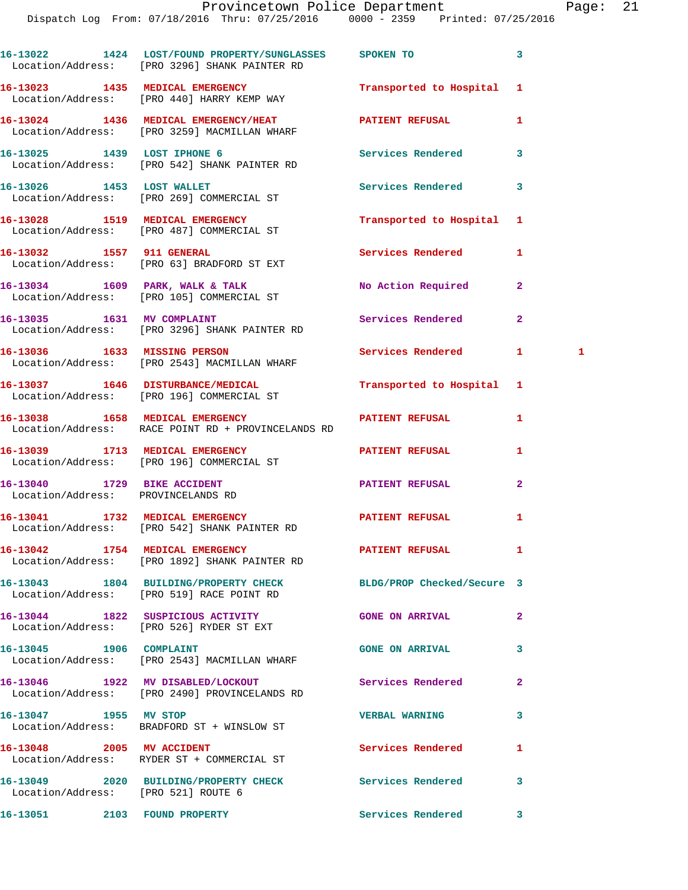16-13022 1424 LOST/FOUND PROPERTY/SUNGLASSES SPOKEN TO 3
Location/Address: [PRO 3296] SHANK PAINTER RD

16-13023 1435 MEDICAL EMERGENCY Transported to Hospital 1
Location/Address: [PRO 440] HARRY KEMP WAY

16-13024 1436 MEDICAL EMERGENCY/HEAT PATIENT REFUSAL 1
Location/Address: [PRO 3259] MACMILLAN WHARF

16-13025 1439 LOST IPHONE 6 Services Rendered 3
Location/Address: [PRO 542] SHANK PAINTER RD

16-13026 1453 LOST WALLET Services Rendered 3
Location/Address: [PRO 269] COMMERCIAL ST

16-13028 1519 MEDICAL EMERGENCY Transported to Hospital 1
Location/Address: [PRO 487] COMMERCIAL ST

16-13032 1557 911 GENERAL Services Rendered 1
Location/Address: [PRO 63] BRADFORD ST EXT

16-13034 1609 PARK, WALK & TALK No Action Required 2
Location/Address: [PRO 105] COMMERCIAL ST

16-13035 1631 MV COMPLAINT Services Rendered 2
Location/Address: [PRO 3296] SHANK PAINTER RD

16-13036 1633 MISSING PERSON Services Rendered 1 1
Location/Address: [PRO 2543] MACMILLAN WHARF

16-13037 1646 DISTURBANCE/MEDICAL Transported to Hospital 1
Location/Address: [PRO 196] COMMERCIAL ST

16-13038 1658 MEDICAL EMERGENCY PATIENT REFUSAL 1
Location/Address: RACE POINT RD + PROVINCELANDS RD

16-13039 1713 MEDICAL EMERGENCY PATIENT REFUSAL 1
Location/Address: [PRO 196] COMMERCIAL ST

16-13040 1729 BIKE ACCIDENT PATIENT REFUSAL 2
Location/Address: PROVINCELANDS RD

16-13041 1732 MEDICAL EMERGENCY PATIENT REFUSAL 1
Location/Address: [PRO 542] SHANK PAINTER RD

16-13042 1754 MEDICAL EMERGENCY PATIENT REFUSAL 1
Location/Address: [PRO 1892] SHANK PAINTER RD

16-13043 1804 BUILDING/PROPERTY CHECK BLDG/PROP Checked/Secure 3
Location/Address: [PRO 519] RACE POINT RD

16-13044 1822 SUSPICIOUS ACTIVITY GONE ON ARRIVAL 2
Location/Address: [PRO 526] RYDER ST EXT

16-13045 1906 COMPLAINT GONE ON ARRIVAL 3
Location/Address: [PRO 2543] MACMILLAN WHARF

16-13046 1922 MV DISABLED/LOCKOUT Services Rendered 2
Location/Address: [PRO 2490] PROVINCELANDS RD

16-13047 1955 MV STOP VERBAL WARNING 3
Location/Address: BRADFORD ST + WINSLOW ST

16-13048 2005 MV ACCIDENT Services Rendered 1
Location/Address: RYDER ST + COMMERCIAL ST

16-13049 2020 BUILDING/PROPERTY CHECK Services Rendered 3
Location/Address: [PRO 521] ROUTE 6

16-13051 2103 FOUND PROPERTY Services Rendered 3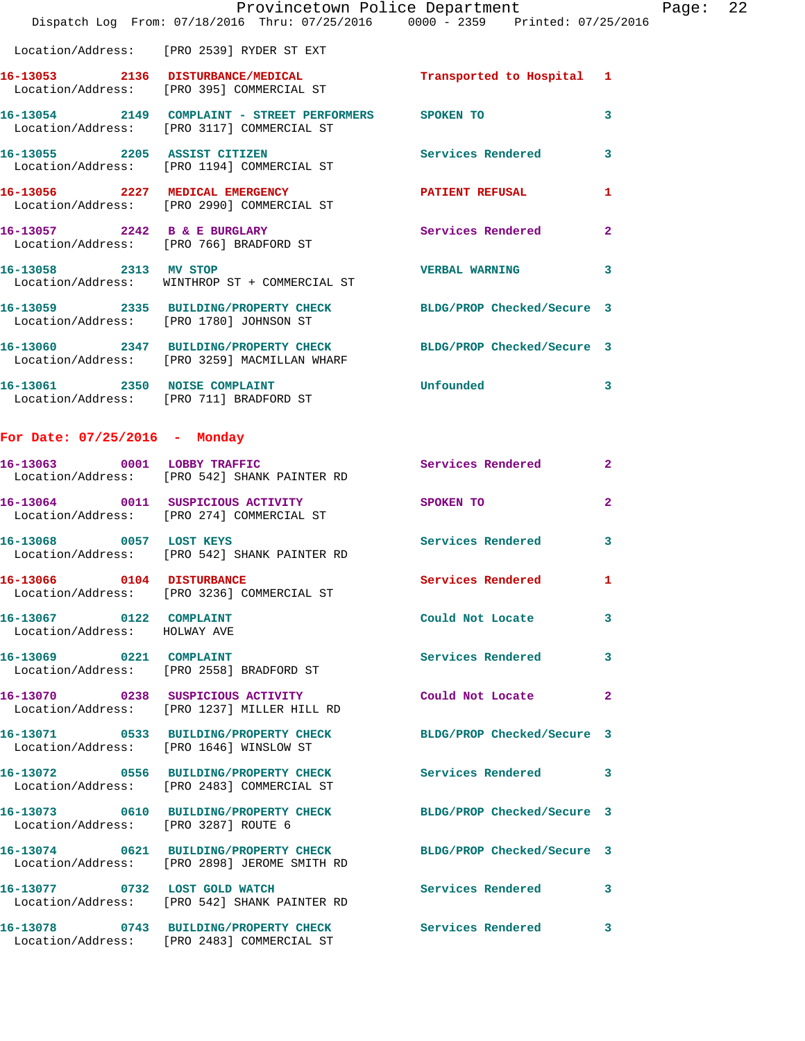Location/Address: [PRO 2539] RYDER ST EXT

16-13053 2136 DISTURBANCE/MEDICAL Transported to Hospital 1
Location/Address: [PRO 395] COMMERCIAL ST

16-13054 2149 COMPLAINT - STREET PERFORMERS SPOKEN TO 3
Location/Address: [PRO 3117] COMMERCIAL ST

16-13055 2205 ASSIST CITIZEN Services Rendered 3
Location/Address: [PRO 1194] COMMERCIAL ST

16-13056 2227 MEDICAL EMERGENCY PATIENT REFUSAL 1
Location/Address: [PRO 2990] COMMERCIAL ST

16-13057 2242 B & E BURGLARY Services Rendered 2
Location/Address: [PRO 766] BRADFORD ST

16-13058 2313 MV STOP VERBAL WARNING 3
Location/Address: WINTHROP ST + COMMERCIAL ST

16-13059 2335 BUILDING/PROPERTY CHECK BLDG/PROP Checked/Secure 3
Location/Address: [PRO 1780] JOHNSON ST

16-13060 2347 BUILDING/PROPERTY CHECK BLDG/PROP Checked/Secure 3
Location/Address: [PRO 3259] MACMILLAN WHARF

16-13061 2350 NOISE COMPLAINT Unfounded 3
Location/Address: [PRO 711] BRADFORD ST

**For Date: 07/25/2016 - Monday**

16-13063 0001 LOBBY TRAFFIC Services Rendered 2
Location/Address: [PRO 542] SHANK PAINTER RD

16-13064 0011 SUSPICIOUS ACTIVITY SPOKEN TO 2
Location/Address: [PRO 274] COMMERCIAL ST

16-13068 0057 LOST KEYS Services Rendered 3
Location/Address: [PRO 542] SHANK PAINTER RD

16-13066 0104 DISTURBANCE Services Rendered 1
Location/Address: [PRO 3236] COMMERCIAL ST

16-13067 0122 COMPLAINT Could Not Locate 3
Location/Address: HOLWAY AVE

16-13069 0221 COMPLAINT Services Rendered 3
Location/Address: [PRO 2558] BRADFORD ST

16-13070 0238 SUSPICIOUS ACTIVITY Could Not Locate 2
Location/Address: [PRO 1237] MILLER HILL RD

16-13071 0533 BUILDING/PROPERTY CHECK BLDG/PROP Checked/Secure 3
Location/Address: [PRO 1646] WINSLOW ST

16-13072 0556 BUILDING/PROPERTY CHECK Services Rendered 3
Location/Address: [PRO 2483] COMMERCIAL ST

16-13073 0610 BUILDING/PROPERTY CHECK BLDG/PROP Checked/Secure 3
Location/Address: [PRO 3287] ROUTE 6

16-13074 0621 BUILDING/PROPERTY CHECK BLDG/PROP Checked/Secure 3
Location/Address: [PRO 2898] JEROME SMITH RD

16-13077 0732 LOST GOLD WATCH Services Rendered 3
Location/Address: [PRO 542] SHANK PAINTER RD

16-13078 0743 BUILDING/PROPERTY CHECK Services Rendered 3
Location/Address: [PRO 2483] COMMERCIAL ST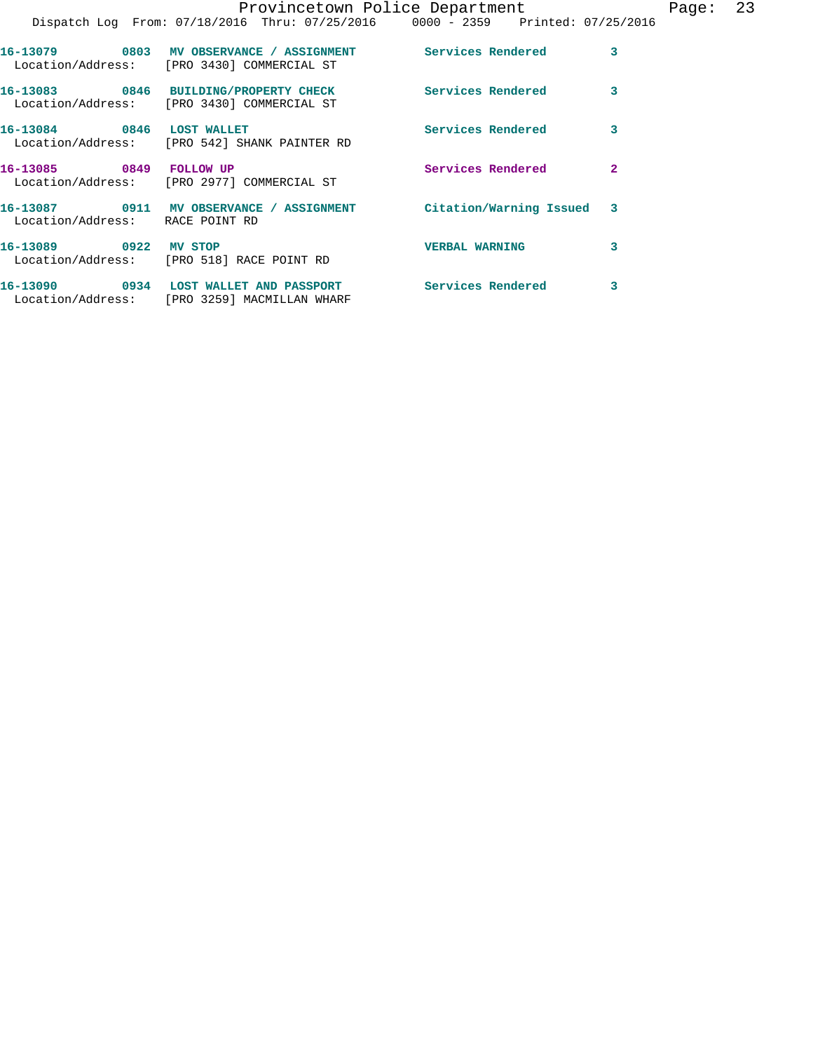16-13079 0803 MV OBSERVANCE / ASSIGNMENT Services Rendered 3
Location/Address: [PRO 3430] COMMERCIAL ST

16-13083 0846 BUILDING/PROPERTY CHECK Services Rendered 3
Location/Address: [PRO 3430] COMMERCIAL ST

16-13084 0846 LOST WALLET Services Rendered 3
Location/Address: [PRO 542] SHANK PAINTER RD

16-13085 0849 FOLLOW UP Services Rendered 2
Location/Address: [PRO 2977] COMMERCIAL ST

16-13087 0911 MV OBSERVANCE / ASSIGNMENT Citation/Warning Issued 3
Location/Address: RACE POINT RD

16-13089 0922 MV STOP VERBAL WARNING 3
Location/Address: [PRO 518] RACE POINT RD

16-13090 0934 LOST WALLET AND PASSPORT Services Rendered 3
Location/Address: [PRO 3259] MACMILLAN WHARF